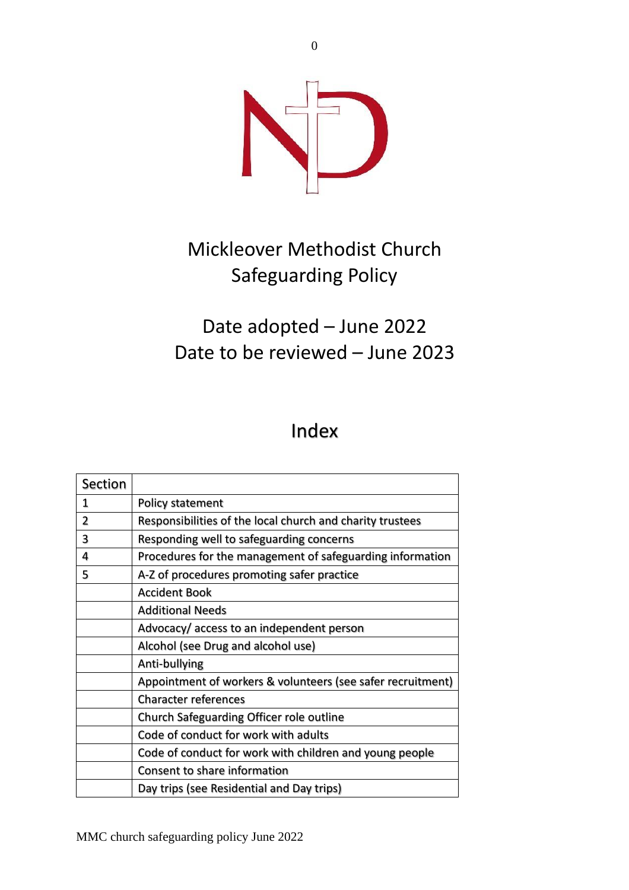# Mickleover Methodist Church Safeguarding Policy

## Date adopted – June 2022
## Date to be reviewed – June 2023

## Index

| Section | |
|---|---|
| 1 | Policy statement |
| 2 | Responsibilities of the local church and charity trustees |
| 3 | Responding well to safeguarding concerns |
| 4 | Procedures for the management of safeguarding information |
| 5 | A-Z of procedures promoting safer practice |
| | Accident Book |
| | Additional Needs |
| | Advocacy/ access to an independent person |
| | Alcohol (see Drug and alcohol use) |
| | Anti-bullying |
| | Appointment of workers & volunteers (see safer recruitment) |
| | Character references |
| | Church Safeguarding Officer role outline |
| | Code of conduct for work with adults |
| | Code of conduct for work with children and young people |
| | Consent to share information |
| | Day trips (see Residential and Day trips) |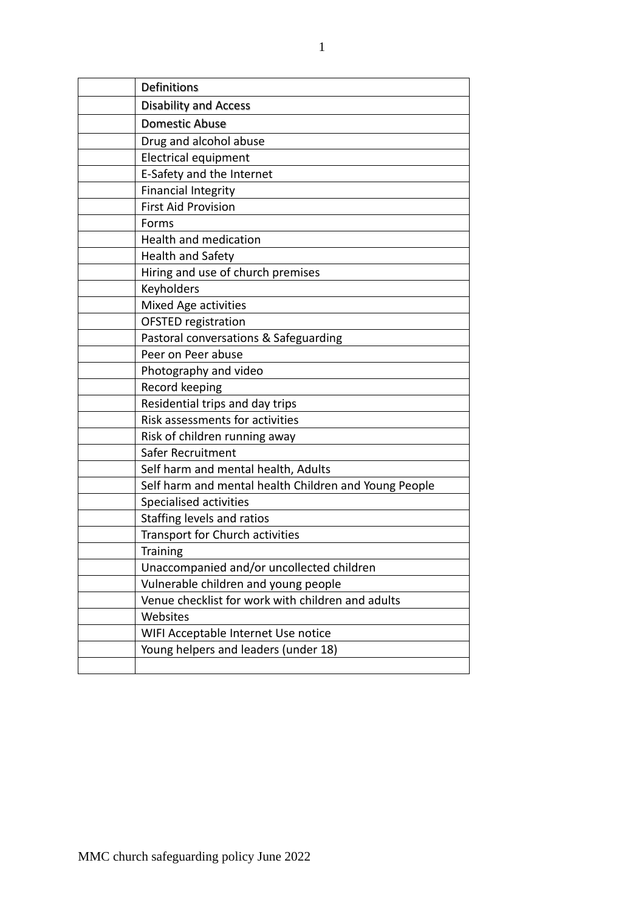| | |
|---|---|
| | Definitions |
| | Disability and Access |
| | Domestic Abuse |
| | Drug and alcohol abuse |
| | Electrical equipment |
| | E-Safety and the Internet |
| | Financial Integrity |
| | First Aid Provision |
| | Forms |
| | Health and medication |
| | Health and Safety |
| | Hiring and use of church premises |
| | Keyholders |
| | Mixed Age activities |
| | OFSTED registration |
| | Pastoral conversations & Safeguarding |
| | Peer on Peer abuse |
| | Photography and video |
| | Record keeping |
| | Residential trips and day trips |
| | Risk assessments for activities |
| | Risk of children running away |
| | Safer Recruitment |
| | Self harm and mental health, Adults |
| | Self harm and mental health Children and Young People |
| | Specialised activities |
| | Staffing levels and ratios |
| | Transport for Church activities |
| | Training |
| | Unaccompanied and/or uncollected children |
| | Vulnerable children and young people |
| | Venue checklist for work with children and adults |
| | Websites |
| | WIFI Acceptable Internet Use notice |
| | Young helpers and leaders (under 18) |
| | |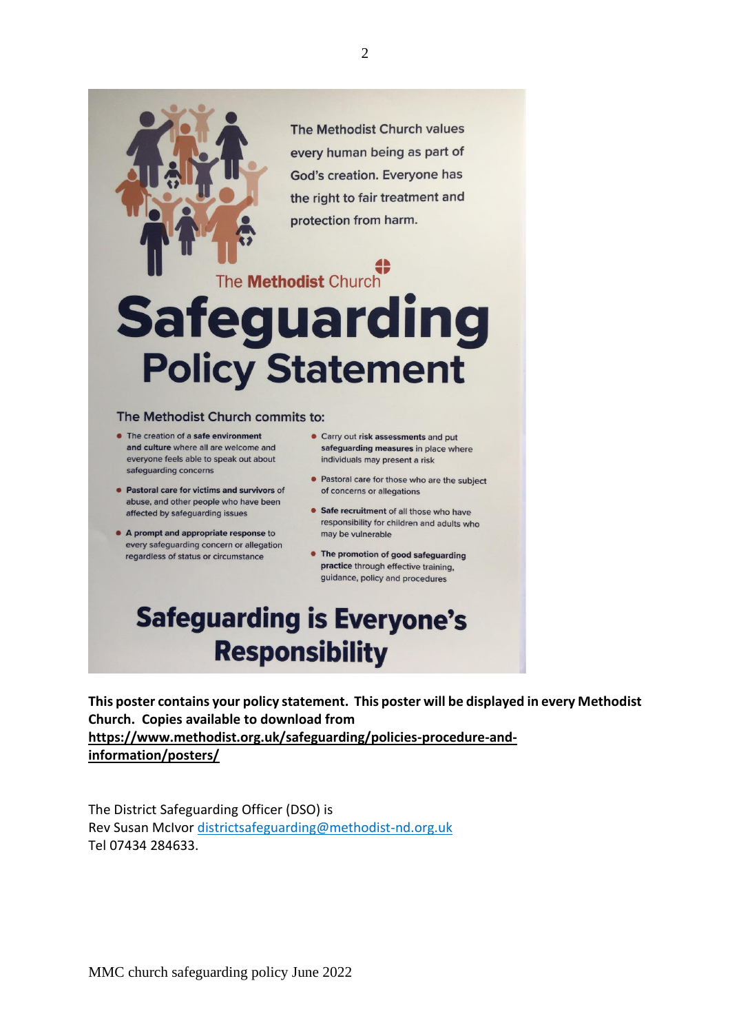The Methodist Church values every human being as part of God's creation. Everyone has the right to fair treatment and protection from harm.

The **Methodist** Church

# Safeguarding Policy Statement

The Methodist Church commits to:

- The creation of a **safe environment and culture** where all are welcome and everyone feels able to speak out about safeguarding concerns
- **Pastoral care for victims and survivors** of abuse, and other people who have been affected by safeguarding issues
- **A prompt and appropriate response** to every safeguarding concern or allegation regardless of status or circumstance
- Carry out **risk assessments** and put **safeguarding measures** in place where individuals may present a risk
- Pastoral care for those who are the subject of concerns or allegations
- **Safe recruitment** of all those who have responsibility for children and adults who may be vulnerable
- **The promotion of good safeguarding practice** through effective training, guidance, policy and procedures

## Safeguarding is Everyone's Responsibility

**This poster contains your policy statement. This poster will be displayed in every Methodist Church. Copies available to download from [https://www.methodist.org.uk/safeguarding/policies-procedure-and-information/posters/](https://www.methodist.org.uk/safeguarding/policies-procedure-and-information/posters/)**

The District Safeguarding Officer (DSO) is
Rev Susan McIvor [districtsafeguarding@methodist-nd.org.uk](mailto:districtsafeguarding@methodist-nd.org.uk)
Tel 07434 284633.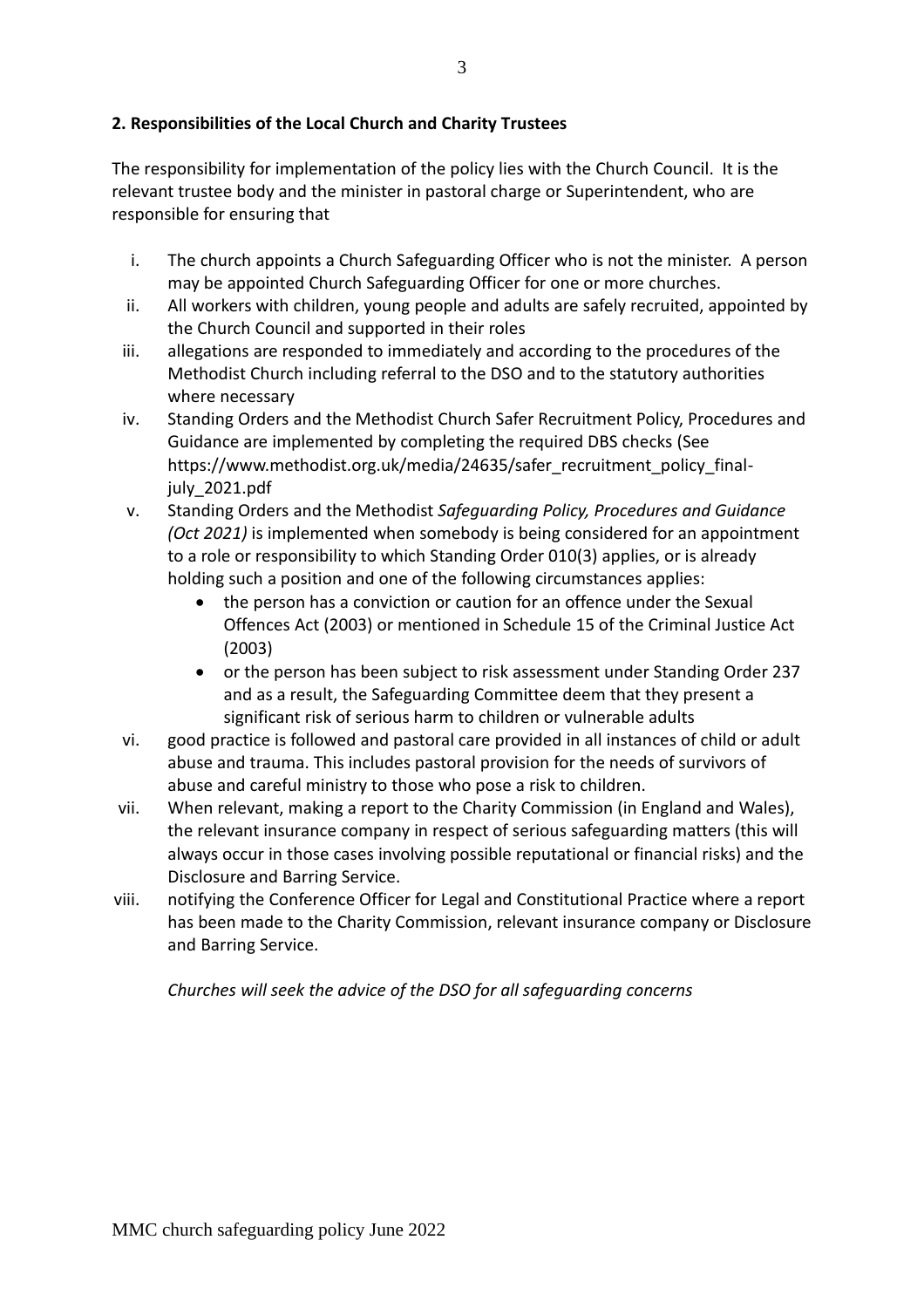**2. Responsibilities of the Local Church and Charity Trustees**

The responsibility for implementation of the policy lies with the Church Council. It is the relevant trustee body and the minister in pastoral charge or Superintendent, who are responsible for ensuring that

i. The church appoints a Church Safeguarding Officer who is not the minister. A person may be appointed Church Safeguarding Officer for one or more churches.
ii. All workers with children, young people and adults are safely recruited, appointed by the Church Council and supported in their roles
iii. allegations are responded to immediately and according to the procedures of the Methodist Church including referral to the DSO and to the statutory authorities where necessary
iv. Standing Orders and the Methodist Church Safer Recruitment Policy, Procedures and Guidance are implemented by completing the required DBS checks (See https://www.methodist.org.uk/media/24635/safer_recruitment_policy_final-july_2021.pdf
v. Standing Orders and the Methodist *Safeguarding Policy, Procedures and Guidance (Oct 2021)* is implemented when somebody is being considered for an appointment to a role or responsibility to which Standing Order 010(3) applies, or is already holding such a position and one of the following circumstances applies:
    - the person has a conviction or caution for an offence under the Sexual Offences Act (2003) or mentioned in Schedule 15 of the Criminal Justice Act (2003)
    - or the person has been subject to risk assessment under Standing Order 237 and as a result, the Safeguarding Committee deem that they present a significant risk of serious harm to children or vulnerable adults
vi. good practice is followed and pastoral care provided in all instances of child or adult abuse and trauma. This includes pastoral provision for the needs of survivors of abuse and careful ministry to those who pose a risk to children.
vii. When relevant, making a report to the Charity Commission (in England and Wales), the relevant insurance company in respect of serious safeguarding matters (this will always occur in those cases involving possible reputational or financial risks) and the Disclosure and Barring Service.
viii. notifying the Conference Officer for Legal and Constitutional Practice where a report has been made to the Charity Commission, relevant insurance company or Disclosure and Barring Service.

*Churches will seek the advice of the DSO for all safeguarding concerns*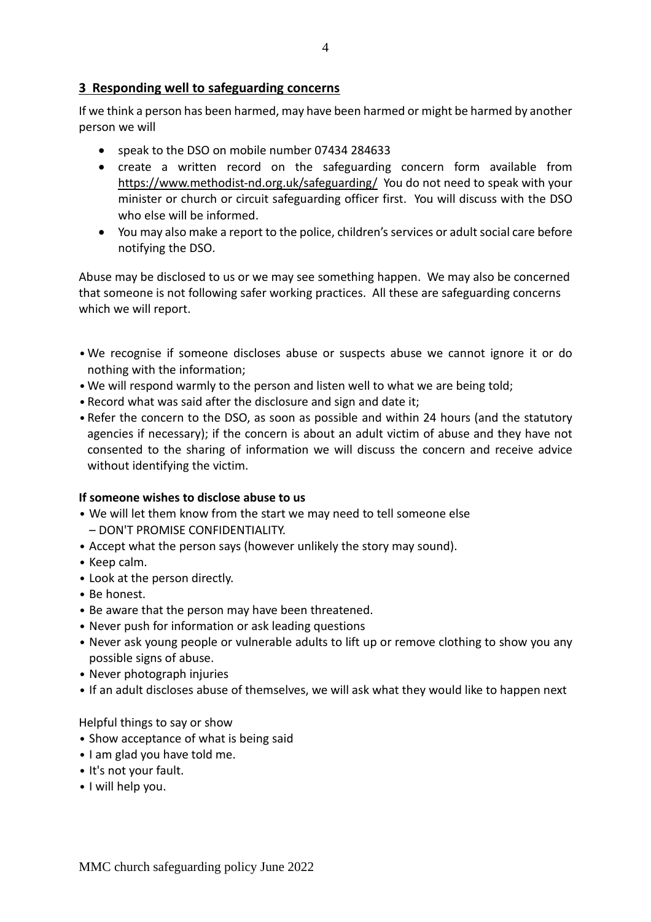## 3 Responding well to safeguarding concerns

If we think a person has been harmed, may have been harmed or might be harmed by another person we will

- speak to the DSO on mobile number 07434 284633
- create a written record on the safeguarding concern form available from https://www.methodist-nd.org.uk/safeguarding/ You do not need to speak with your minister or church or circuit safeguarding officer first. You will discuss with the DSO who else will be informed.
- You may also make a report to the police, children's services or adult social care before notifying the DSO.

Abuse may be disclosed to us or we may see something happen. We may also be concerned that someone is not following safer working practices. All these are safeguarding concerns which we will report.

- We recognise if someone discloses abuse or suspects abuse we cannot ignore it or do nothing with the information;
- We will respond warmly to the person and listen well to what we are being told;
- Record what was said after the disclosure and sign and date it;
- Refer the concern to the DSO, as soon as possible and within 24 hours (and the statutory agencies if necessary); if the concern is about an adult victim of abuse and they have not consented to the sharing of information we will discuss the concern and receive advice without identifying the victim.

**If someone wishes to disclose abuse to us**

- We will let them know from the start we may need to tell someone else – DON'T PROMISE CONFIDENTIALITY.
- Accept what the person says (however unlikely the story may sound).
- Keep calm.
- Look at the person directly.
- Be honest.
- Be aware that the person may have been threatened.
- Never push for information or ask leading questions
- Never ask young people or vulnerable adults to lift up or remove clothing to show you any possible signs of abuse.
- Never photograph injuries
- If an adult discloses abuse of themselves, we will ask what they would like to happen next

Helpful things to say or show

- Show acceptance of what is being said
- I am glad you have told me.
- It's not your fault.
- I will help you.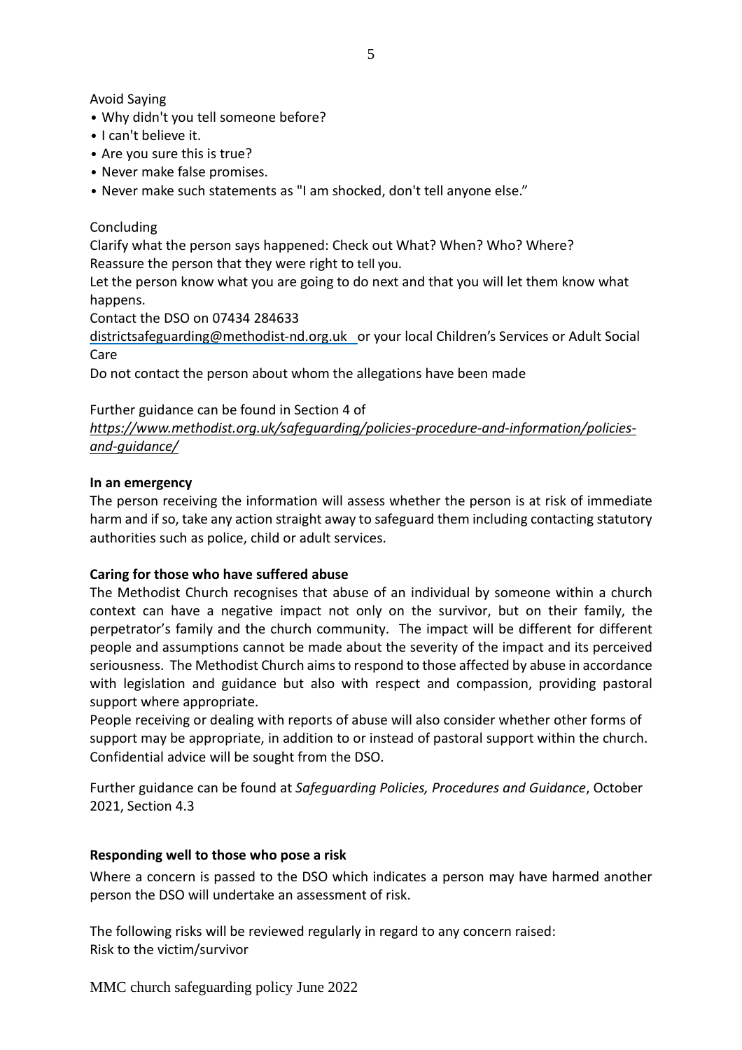Avoid Saying

- Why didn't you tell someone before?
- I can't believe it.
- Are you sure this is true?
- Never make false promises.
- Never make such statements as "I am shocked, don't tell anyone else."

Concluding

Clarify what the person says happened: Check out What? When? Who? Where?
Reassure the person that they were right to tell you.
Let the person know what you are going to do next and that you will let them know what happens.
Contact the DSO on 07434 284633
districtsafeguarding@methodist-nd.org.uk or your local Children's Services or Adult Social Care
Do not contact the person about whom the allegations have been made

Further guidance can be found in Section 4 of
*https://www.methodist.org.uk/safeguarding/policies-procedure-and-information/policies-and-guidance/*

**In an emergency**

The person receiving the information will assess whether the person is at risk of immediate harm and if so, take any action straight away to safeguard them including contacting statutory authorities such as police, child or adult services.

**Caring for those who have suffered abuse**

The Methodist Church recognises that abuse of an individual by someone within a church context can have a negative impact not only on the survivor, but on their family, the perpetrator's family and the church community. The impact will be different for different people and assumptions cannot be made about the severity of the impact and its perceived seriousness. The Methodist Church aims to respond to those affected by abuse in accordance with legislation and guidance but also with respect and compassion, providing pastoral support where appropriate.
People receiving or dealing with reports of abuse will also consider whether other forms of support may be appropriate, in addition to or instead of pastoral support within the church. Confidential advice will be sought from the DSO.

Further guidance can be found at *Safeguarding Policies, Procedures and Guidance*, October 2021, Section 4.3

**Responding well to those who pose a risk**

Where a concern is passed to the DSO which indicates a person may have harmed another person the DSO will undertake an assessment of risk.

The following risks will be reviewed regularly in regard to any concern raised:
Risk to the victim/survivor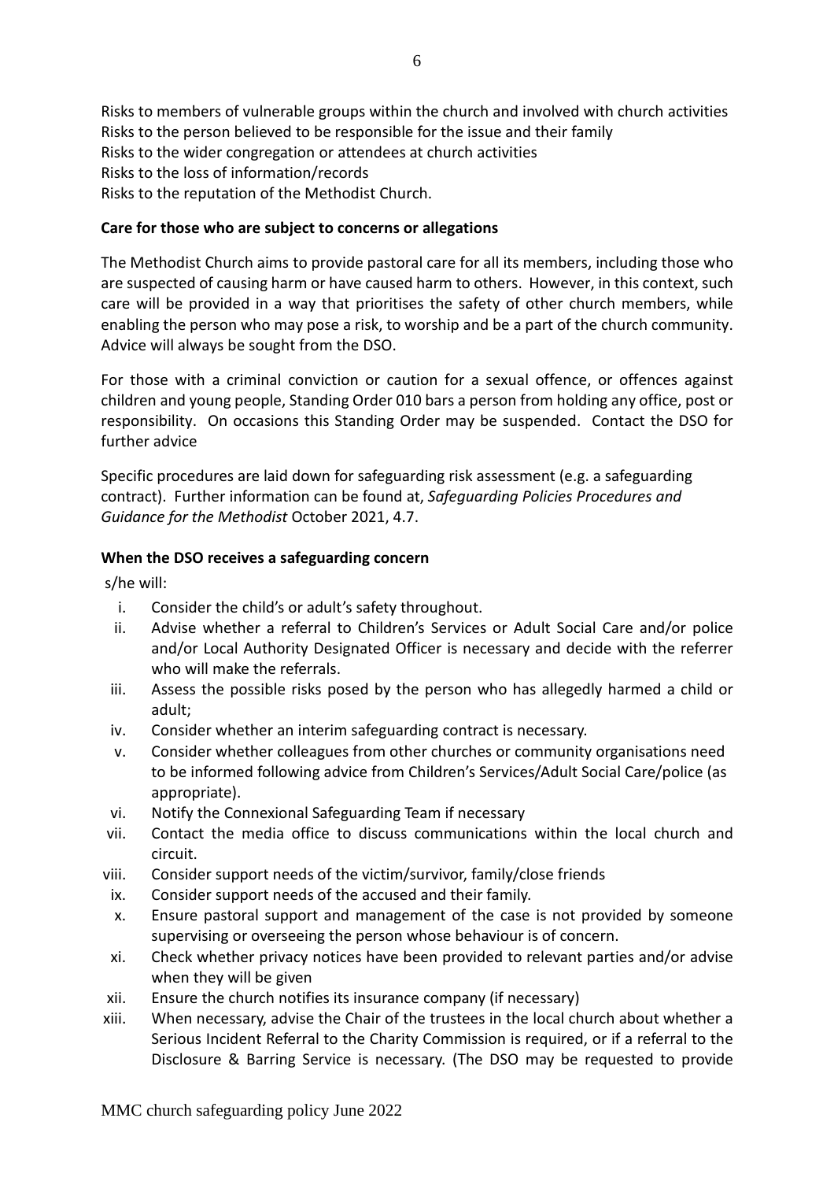Risks to members of vulnerable groups within the church and involved with church activities
Risks to the person believed to be responsible for the issue and their family
Risks to the wider congregation or attendees at church activities
Risks to the loss of information/records
Risks to the reputation of the Methodist Church.

**Care for those who are subject to concerns or allegations**

The Methodist Church aims to provide pastoral care for all its members, including those who are suspected of causing harm or have caused harm to others. However, in this context, such care will be provided in a way that prioritises the safety of other church members, while enabling the person who may pose a risk, to worship and be a part of the church community. Advice will always be sought from the DSO.

For those with a criminal conviction or caution for a sexual offence, or offences against children and young people, Standing Order 010 bars a person from holding any office, post or responsibility. On occasions this Standing Order may be suspended. Contact the DSO for further advice

Specific procedures are laid down for safeguarding risk assessment (e.g. a safeguarding contract). Further information can be found at, *Safeguarding Policies Procedures and Guidance for the Methodist* October 2021, 4.7.

**When the DSO receives a safeguarding concern**

s/he will:

i. Consider the child's or adult's safety throughout.
ii. Advise whether a referral to Children's Services or Adult Social Care and/or police and/or Local Authority Designated Officer is necessary and decide with the referrer who will make the referrals.
iii. Assess the possible risks posed by the person who has allegedly harmed a child or adult;
iv. Consider whether an interim safeguarding contract is necessary.
v. Consider whether colleagues from other churches or community organisations need to be informed following advice from Children's Services/Adult Social Care/police (as appropriate).
vi. Notify the Connexional Safeguarding Team if necessary
vii. Contact the media office to discuss communications within the local church and circuit.
viii. Consider support needs of the victim/survivor, family/close friends
ix. Consider support needs of the accused and their family.
x. Ensure pastoral support and management of the case is not provided by someone supervising or overseeing the person whose behaviour is of concern.
xi. Check whether privacy notices have been provided to relevant parties and/or advise when they will be given
xii. Ensure the church notifies its insurance company (if necessary)
xiii. When necessary, advise the Chair of the trustees in the local church about whether a Serious Incident Referral to the Charity Commission is required, or if a referral to the Disclosure & Barring Service is necessary. (The DSO may be requested to provide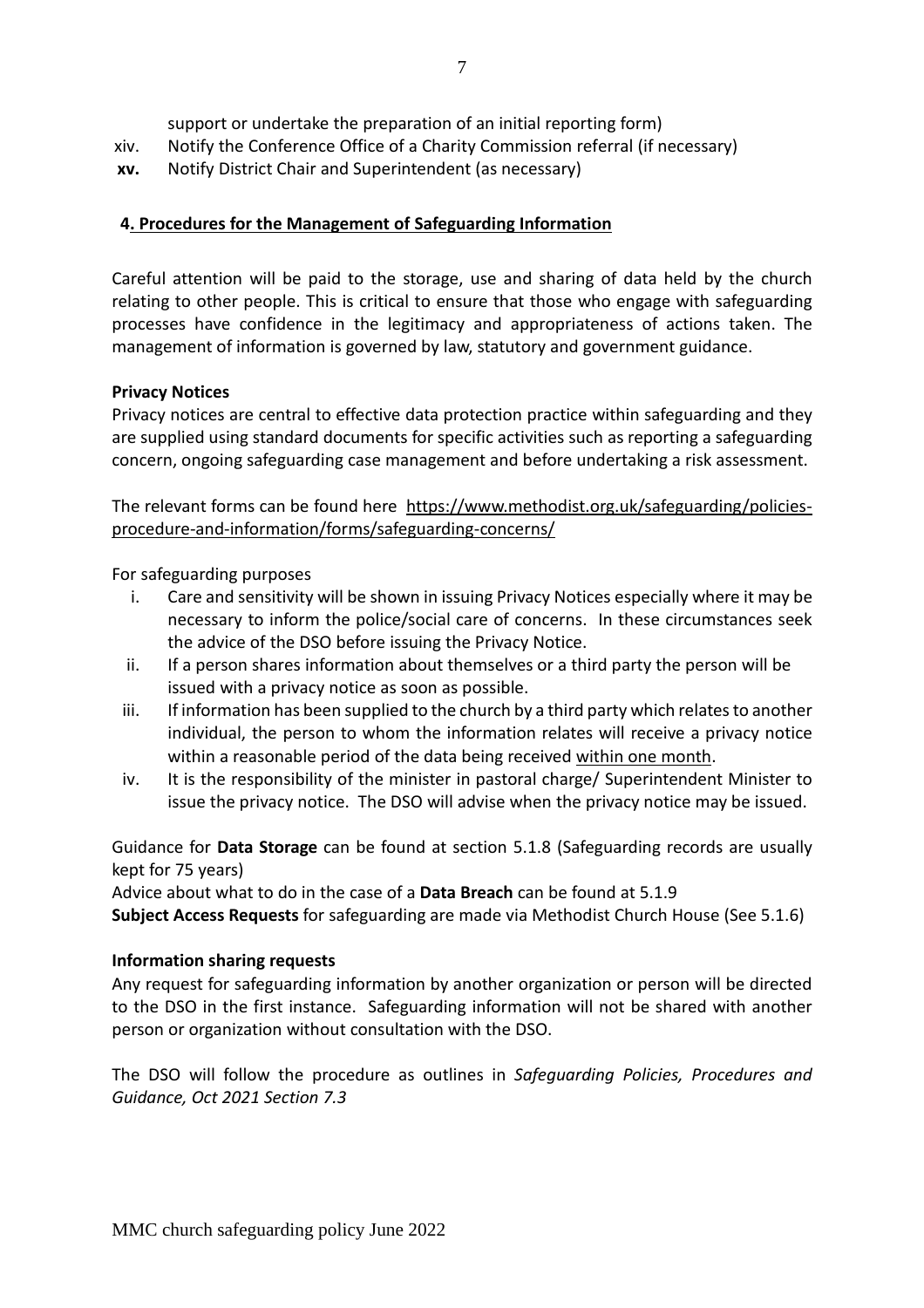support or undertake the preparation of an initial reporting form)

xiv. Notify the Conference Office of a Charity Commission referral (if necessary)

**xv.** Notify District Chair and Superintendent (as necessary)

## 4. Procedures for the Management of Safeguarding Information

Careful attention will be paid to the storage, use and sharing of data held by the church relating to other people. This is critical to ensure that those who engage with safeguarding processes have confidence in the legitimacy and appropriateness of actions taken. The management of information is governed by law, statutory and government guidance.

**Privacy Notices**

Privacy notices are central to effective data protection practice within safeguarding and they are supplied using standard documents for specific activities such as reporting a safeguarding concern, ongoing safeguarding case management and before undertaking a risk assessment.

The relevant forms can be found here https://www.methodist.org.uk/safeguarding/policies-procedure-and-information/forms/safeguarding-concerns/

For safeguarding purposes

i. Care and sensitivity will be shown in issuing Privacy Notices especially where it may be necessary to inform the police/social care of concerns. In these circumstances seek the advice of the DSO before issuing the Privacy Notice.

ii. If a person shares information about themselves or a third party the person will be issued with a privacy notice as soon as possible.

iii. If information has been supplied to the church by a third party which relates to another individual, the person to whom the information relates will receive a privacy notice within a reasonable period of the data being received within one month.

iv. It is the responsibility of the minister in pastoral charge/ Superintendent Minister to issue the privacy notice. The DSO will advise when the privacy notice may be issued.

Guidance for **Data Storage** can be found at section 5.1.8 (Safeguarding records are usually kept for 75 years)

Advice about what to do in the case of a **Data Breach** can be found at 5.1.9

**Subject Access Requests** for safeguarding are made via Methodist Church House (See 5.1.6)

**Information sharing requests**

Any request for safeguarding information by another organization or person will be directed to the DSO in the first instance. Safeguarding information will not be shared with another person or organization without consultation with the DSO.

The DSO will follow the procedure as outlines in *Safeguarding Policies, Procedures and Guidance, Oct 2021 Section 7.3*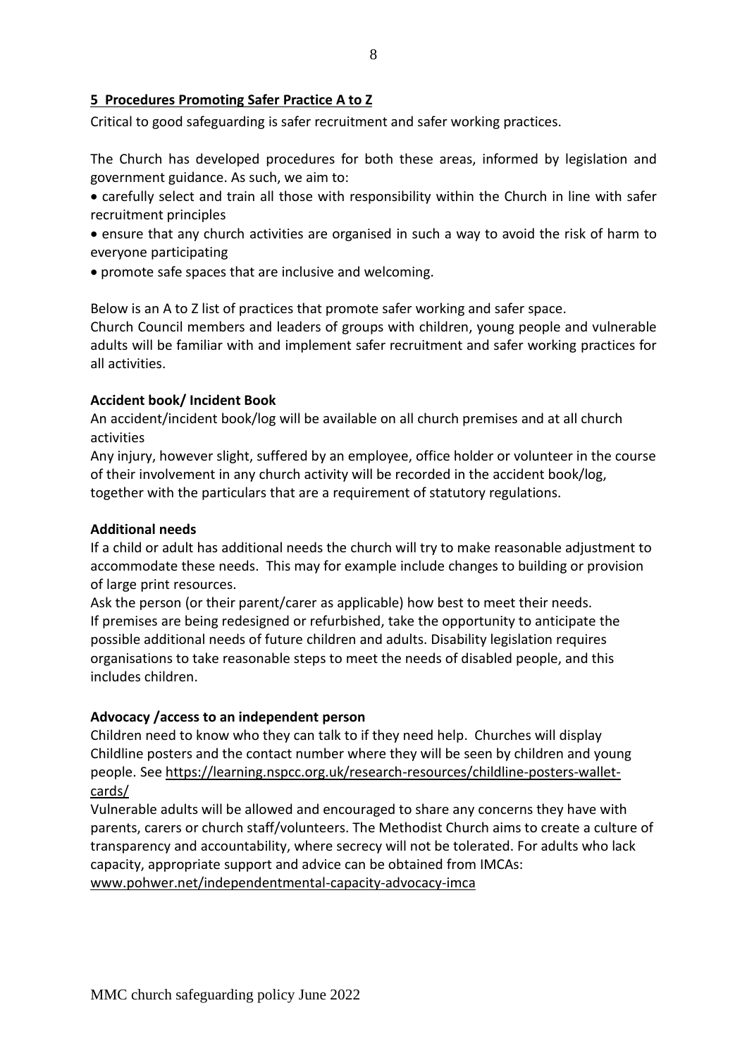## 5 Procedures Promoting Safer Practice A to Z

Critical to good safeguarding is safer recruitment and safer working practices.

The Church has developed procedures for both these areas, informed by legislation and government guidance. As such, we aim to:

- carefully select and train all those with responsibility within the Church in line with safer recruitment principles
- ensure that any church activities are organised in such a way to avoid the risk of harm to everyone participating
- promote safe spaces that are inclusive and welcoming.

Below is an A to Z list of practices that promote safer working and safer space.
Church Council members and leaders of groups with children, young people and vulnerable adults will be familiar with and implement safer recruitment and safer working practices for all activities.

**Accident book/ Incident Book**

An accident/incident book/log will be available on all church premises and at all church activities

Any injury, however slight, suffered by an employee, office holder or volunteer in the course of their involvement in any church activity will be recorded in the accident book/log, together with the particulars that are a requirement of statutory regulations.

**Additional needs**

If a child or adult has additional needs the church will try to make reasonable adjustment to accommodate these needs. This may for example include changes to building or provision of large print resources.

Ask the person (or their parent/carer as applicable) how best to meet their needs.
If premises are being redesigned or refurbished, take the opportunity to anticipate the possible additional needs of future children and adults. Disability legislation requires organisations to take reasonable steps to meet the needs of disabled people, and this includes children.

**Advocacy /access to an independent person**

Children need to know who they can talk to if they need help. Churches will display Childline posters and the contact number where they will be seen by children and young people. See https://learning.nspcc.org.uk/research-resources/childline-posters-wallet-cards/

Vulnerable adults will be allowed and encouraged to share any concerns they have with parents, carers or church staff/volunteers. The Methodist Church aims to create a culture of transparency and accountability, where secrecy will not be tolerated. For adults who lack capacity, appropriate support and advice can be obtained from IMCAs: www.pohwer.net/independentmental-capacity-advocacy-imca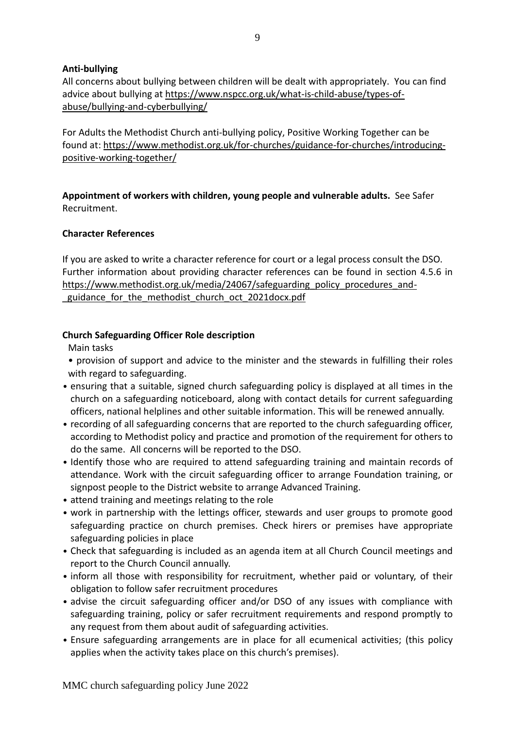**Anti-bullying**

All concerns about bullying between children will be dealt with appropriately. You can find advice about bullying at https://www.nspcc.org.uk/what-is-child-abuse/types-of-abuse/bullying-and-cyberbullying/

For Adults the Methodist Church anti-bullying policy, Positive Working Together can be found at: https://www.methodist.org.uk/for-churches/guidance-for-churches/introducing-positive-working-together/

**Appointment of workers with children, young people and vulnerable adults.** See Safer Recruitment.

**Character References**

If you are asked to write a character reference for court or a legal process consult the DSO. Further information about providing character references can be found in section 4.5.6 in https://www.methodist.org.uk/media/24067/safeguarding_policy_procedures_and-_guidance_for_the_methodist_church_oct_2021docx.pdf

**Church Safeguarding Officer Role description**

Main tasks

- provision of support and advice to the minister and the stewards in fulfilling their roles with regard to safeguarding.
- ensuring that a suitable, signed church safeguarding policy is displayed at all times in the church on a safeguarding noticeboard, along with contact details for current safeguarding officers, national helplines and other suitable information. This will be renewed annually.
- recording of all safeguarding concerns that are reported to the church safeguarding officer, according to Methodist policy and practice and promotion of the requirement for others to do the same. All concerns will be reported to the DSO.
- Identify those who are required to attend safeguarding training and maintain records of attendance. Work with the circuit safeguarding officer to arrange Foundation training, or signpost people to the District website to arrange Advanced Training.
- attend training and meetings relating to the role
- work in partnership with the lettings officer, stewards and user groups to promote good safeguarding practice on church premises. Check hirers or premises have appropriate safeguarding policies in place
- Check that safeguarding is included as an agenda item at all Church Council meetings and report to the Church Council annually.
- inform all those with responsibility for recruitment, whether paid or voluntary, of their obligation to follow safer recruitment procedures
- advise the circuit safeguarding officer and/or DSO of any issues with compliance with safeguarding training, policy or safer recruitment requirements and respond promptly to any request from them about audit of safeguarding activities.
- Ensure safeguarding arrangements are in place for all ecumenical activities; (this policy applies when the activity takes place on this church's premises).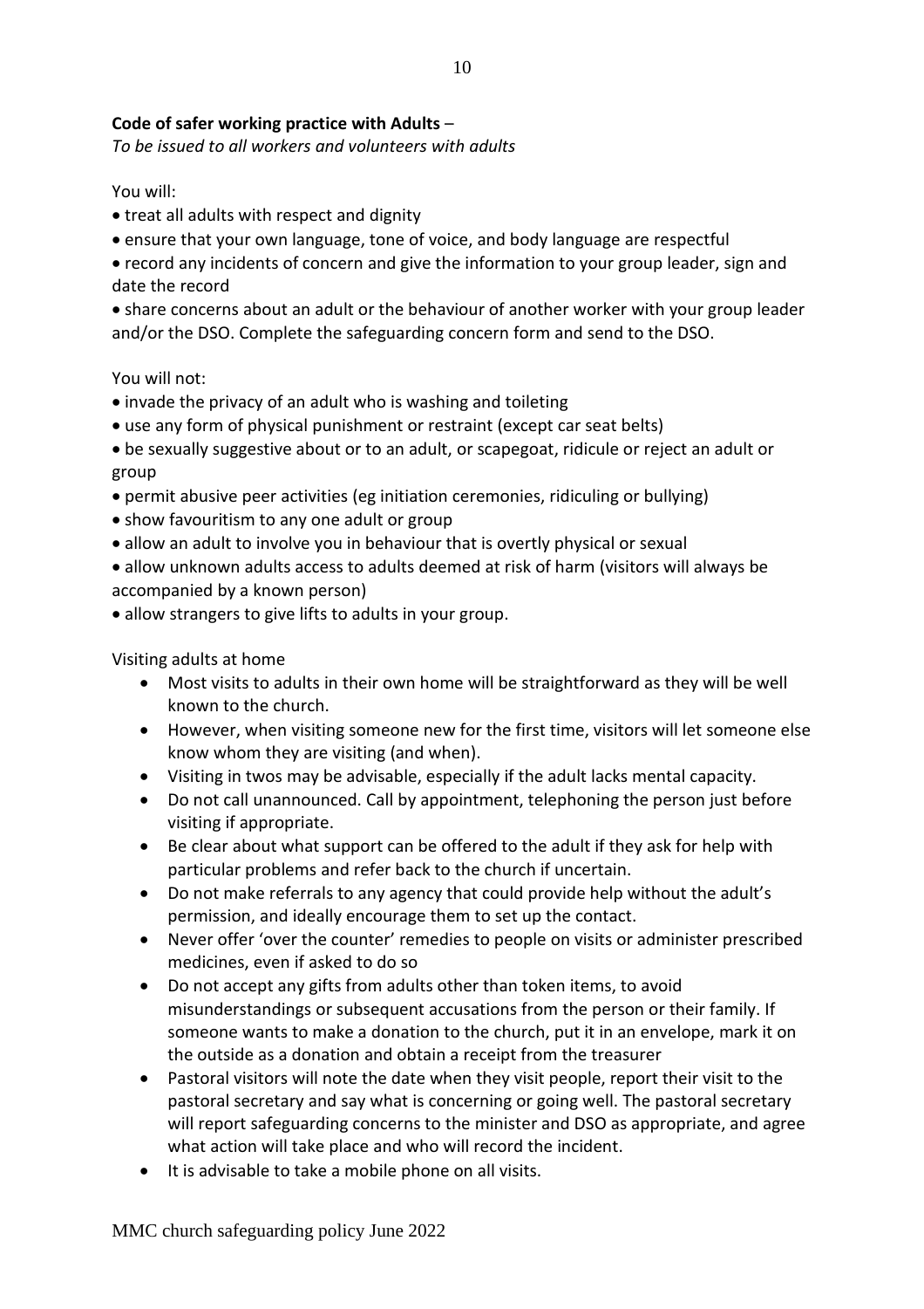**Code of safer working practice with Adults** –
*To be issued to all workers and volunteers with adults*

You will:

- treat all adults with respect and dignity
- ensure that your own language, tone of voice, and body language are respectful
- record any incidents of concern and give the information to your group leader, sign and date the record
- share concerns about an adult or the behaviour of another worker with your group leader and/or the DSO. Complete the safeguarding concern form and send to the DSO.

You will not:

- invade the privacy of an adult who is washing and toileting
- use any form of physical punishment or restraint (except car seat belts)
- be sexually suggestive about or to an adult, or scapegoat, ridicule or reject an adult or group
- permit abusive peer activities (eg initiation ceremonies, ridiculing or bullying)
- show favouritism to any one adult or group
- allow an adult to involve you in behaviour that is overtly physical or sexual
- allow unknown adults access to adults deemed at risk of harm (visitors will always be accompanied by a known person)
- allow strangers to give lifts to adults in your group.

Visiting adults at home

- Most visits to adults in their own home will be straightforward as they will be well known to the church.
- However, when visiting someone new for the first time, visitors will let someone else know whom they are visiting (and when).
- Visiting in twos may be advisable, especially if the adult lacks mental capacity.
- Do not call unannounced. Call by appointment, telephoning the person just before visiting if appropriate.
- Be clear about what support can be offered to the adult if they ask for help with particular problems and refer back to the church if uncertain.
- Do not make referrals to any agency that could provide help without the adult's permission, and ideally encourage them to set up the contact.
- Never offer 'over the counter' remedies to people on visits or administer prescribed medicines, even if asked to do so
- Do not accept any gifts from adults other than token items, to avoid misunderstandings or subsequent accusations from the person or their family. If someone wants to make a donation to the church, put it in an envelope, mark it on the outside as a donation and obtain a receipt from the treasurer
- Pastoral visitors will note the date when they visit people, report their visit to the pastoral secretary and say what is concerning or going well. The pastoral secretary will report safeguarding concerns to the minister and DSO as appropriate, and agree what action will take place and who will record the incident.
- It is advisable to take a mobile phone on all visits.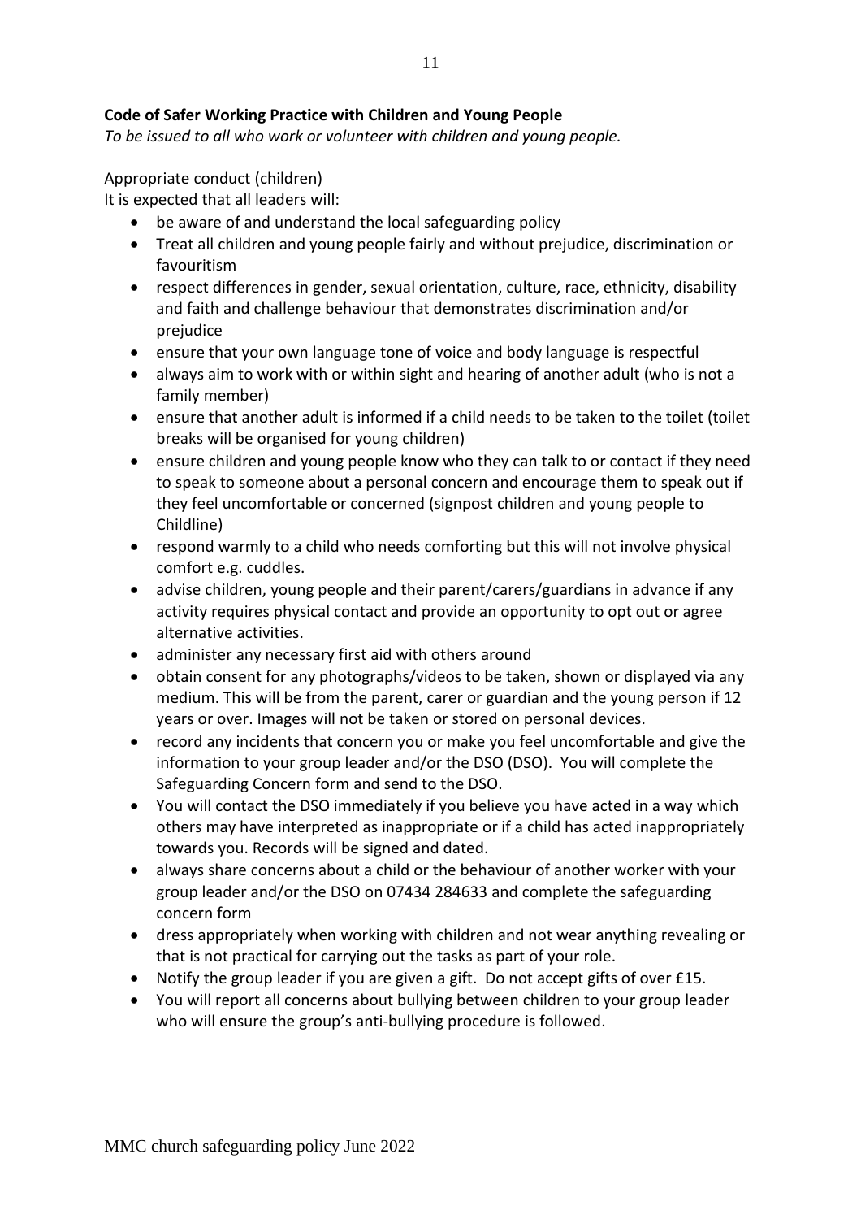**Code of Safer Working Practice with Children and Young People**

*To be issued to all who work or volunteer with children and young people.*

Appropriate conduct (children)

It is expected that all leaders will:

- be aware of and understand the local safeguarding policy
- Treat all children and young people fairly and without prejudice, discrimination or favouritism
- respect differences in gender, sexual orientation, culture, race, ethnicity, disability and faith and challenge behaviour that demonstrates discrimination and/or prejudice
- ensure that your own language tone of voice and body language is respectful
- always aim to work with or within sight and hearing of another adult (who is not a family member)
- ensure that another adult is informed if a child needs to be taken to the toilet (toilet breaks will be organised for young children)
- ensure children and young people know who they can talk to or contact if they need to speak to someone about a personal concern and encourage them to speak out if they feel uncomfortable or concerned (signpost children and young people to Childline)
- respond warmly to a child who needs comforting but this will not involve physical comfort e.g. cuddles.
- advise children, young people and their parent/carers/guardians in advance if any activity requires physical contact and provide an opportunity to opt out or agree alternative activities.
- administer any necessary first aid with others around
- obtain consent for any photographs/videos to be taken, shown or displayed via any medium. This will be from the parent, carer or guardian and the young person if 12 years or over. Images will not be taken or stored on personal devices.
- record any incidents that concern you or make you feel uncomfortable and give the information to your group leader and/or the DSO (DSO). You will complete the Safeguarding Concern form and send to the DSO.
- You will contact the DSO immediately if you believe you have acted in a way which others may have interpreted as inappropriate or if a child has acted inappropriately towards you. Records will be signed and dated.
- always share concerns about a child or the behaviour of another worker with your group leader and/or the DSO on 07434 284633 and complete the safeguarding concern form
- dress appropriately when working with children and not wear anything revealing or that is not practical for carrying out the tasks as part of your role.
- Notify the group leader if you are given a gift. Do not accept gifts of over £15.
- You will report all concerns about bullying between children to your group leader who will ensure the group's anti-bullying procedure is followed.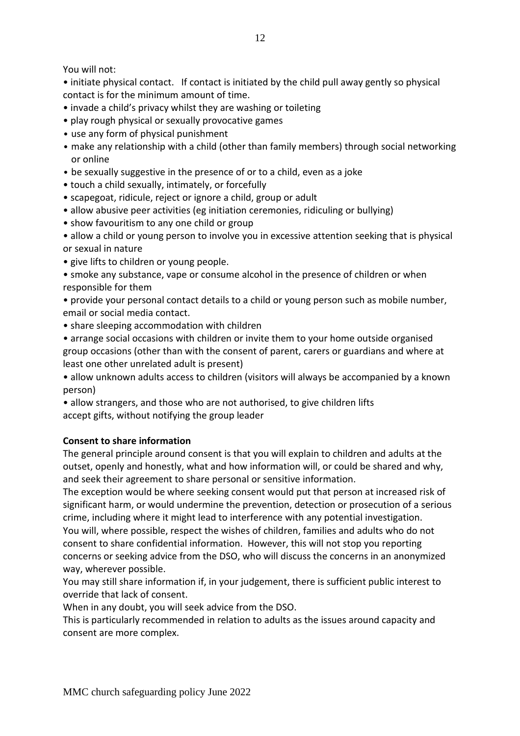You will not:

- initiate physical contact. If contact is initiated by the child pull away gently so physical contact is for the minimum amount of time.
- invade a child's privacy whilst they are washing or toileting
- play rough physical or sexually provocative games
- use any form of physical punishment
- make any relationship with a child (other than family members) through social networking or online
- be sexually suggestive in the presence of or to a child, even as a joke
- touch a child sexually, intimately, or forcefully
- scapegoat, ridicule, reject or ignore a child, group or adult
- allow abusive peer activities (eg initiation ceremonies, ridiculing or bullying)
- show favouritism to any one child or group
- allow a child or young person to involve you in excessive attention seeking that is physical or sexual in nature
- give lifts to children or young people.
- smoke any substance, vape or consume alcohol in the presence of children or when responsible for them
- provide your personal contact details to a child or young person such as mobile number, email or social media contact.
- share sleeping accommodation with children
- arrange social occasions with children or invite them to your home outside organised group occasions (other than with the consent of parent, carers or guardians and where at least one other unrelated adult is present)
- allow unknown adults access to children (visitors will always be accompanied by a known person)
- allow strangers, and those who are not authorised, to give children lifts

accept gifts, without notifying the group leader

**Consent to share information**

The general principle around consent is that you will explain to children and adults at the outset, openly and honestly, what and how information will, or could be shared and why, and seek their agreement to share personal or sensitive information.

The exception would be where seeking consent would put that person at increased risk of significant harm, or would undermine the prevention, detection or prosecution of a serious crime, including where it might lead to interference with any potential investigation.

You will, where possible, respect the wishes of children, families and adults who do not consent to share confidential information. However, this will not stop you reporting concerns or seeking advice from the DSO, who will discuss the concerns in an anonymized way, wherever possible.

You may still share information if, in your judgement, there is sufficient public interest to override that lack of consent.

When in any doubt, you will seek advice from the DSO.

This is particularly recommended in relation to adults as the issues around capacity and consent are more complex.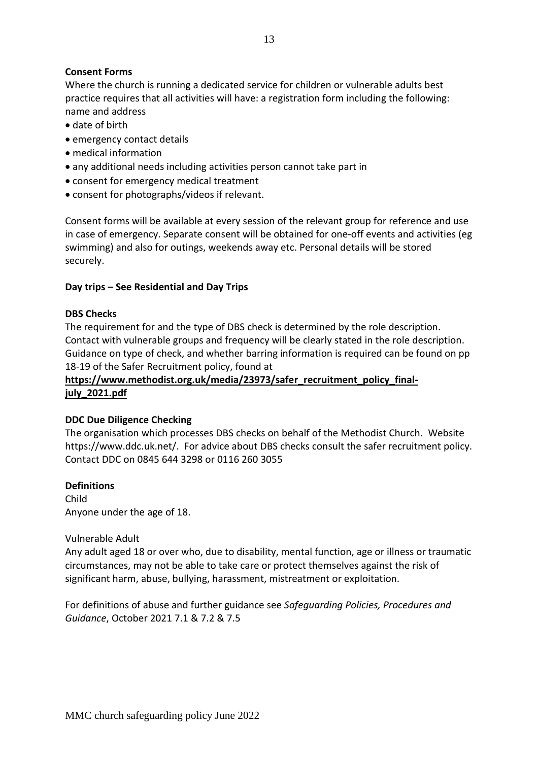**Consent Forms**

Where the church is running a dedicated service for children or vulnerable adults best practice requires that all activities will have: a registration form including the following: name and address

- date of birth
- emergency contact details
- medical information
- any additional needs including activities person cannot take part in
- consent for emergency medical treatment
- consent for photographs/videos if relevant.

Consent forms will be available at every session of the relevant group for reference and use in case of emergency. Separate consent will be obtained for one-off events and activities (eg swimming) and also for outings, weekends away etc. Personal details will be stored securely.

**Day trips – See Residential and Day Trips**

**DBS Checks**

The requirement for and the type of DBS check is determined by the role description. Contact with vulnerable groups and frequency will be clearly stated in the role description. Guidance on type of check, and whether barring information is required can be found on pp 18-19 of the Safer Recruitment policy, found at **https://www.methodist.org.uk/media/23973/safer_recruitment_policy_final-july_2021.pdf**

**DDC Due Diligence Checking**

The organisation which processes DBS checks on behalf of the Methodist Church. Website https://www.ddc.uk.net/. For advice about DBS checks consult the safer recruitment policy. Contact DDC on 0845 644 3298 or 0116 260 3055

**Definitions**

Child
Anyone under the age of 18.

Vulnerable Adult
Any adult aged 18 or over who, due to disability, mental function, age or illness or traumatic circumstances, may not be able to take care or protect themselves against the risk of significant harm, abuse, bullying, harassment, mistreatment or exploitation.

For definitions of abuse and further guidance see *Safeguarding Policies, Procedures and Guidance*, October 2021 7.1 & 7.2 & 7.5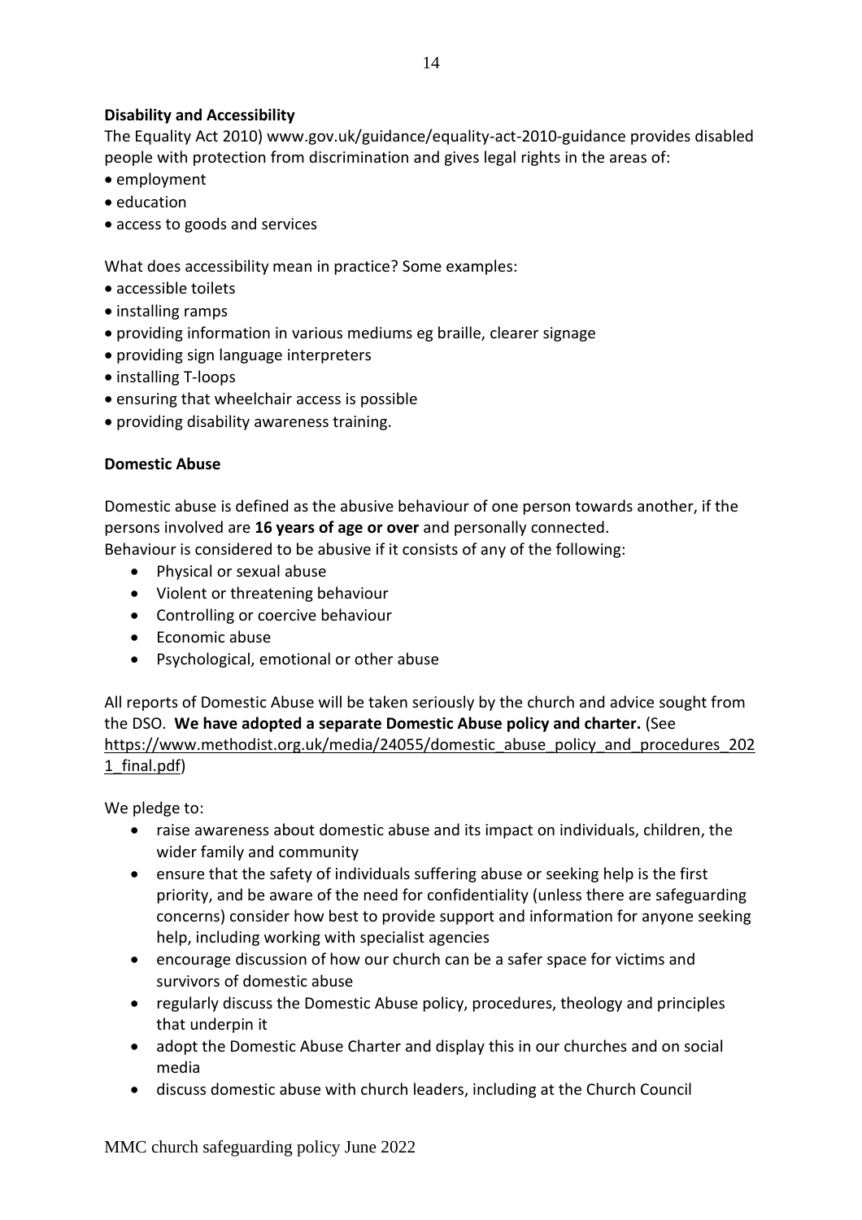**Disability and Accessibility**

The Equality Act 2010) www.gov.uk/guidance/equality-act-2010-guidance provides disabled people with protection from discrimination and gives legal rights in the areas of:

- employment
- education
- access to goods and services

What does accessibility mean in practice? Some examples:

- accessible toilets
- installing ramps
- providing information in various mediums eg braille, clearer signage
- providing sign language interpreters
- installing T-loops
- ensuring that wheelchair access is possible
- providing disability awareness training.

**Domestic Abuse**

Domestic abuse is defined as the abusive behaviour of one person towards another, if the persons involved are **16 years of age or over** and personally connected.
Behaviour is considered to be abusive if it consists of any of the following:

- Physical or sexual abuse
- Violent or threatening behaviour
- Controlling or coercive behaviour
- Economic abuse
- Psychological, emotional or other abuse

All reports of Domestic Abuse will be taken seriously by the church and advice sought from the DSO. **We have adopted a separate Domestic Abuse policy and charter.** (See https://www.methodist.org.uk/media/24055/domestic_abuse_policy_and_procedures_2021_final.pdf)

We pledge to:

- raise awareness about domestic abuse and its impact on individuals, children, the wider family and community
- ensure that the safety of individuals suffering abuse or seeking help is the first priority, and be aware of the need for confidentiality (unless there are safeguarding concerns) consider how best to provide support and information for anyone seeking help, including working with specialist agencies
- encourage discussion of how our church can be a safer space for victims and survivors of domestic abuse
- regularly discuss the Domestic Abuse policy, procedures, theology and principles that underpin it
- adopt the Domestic Abuse Charter and display this in our churches and on social media
- discuss domestic abuse with church leaders, including at the Church Council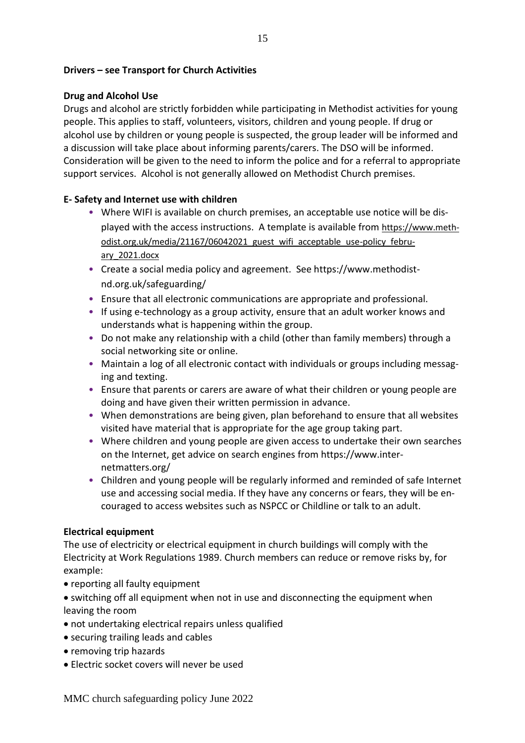**Drivers – see Transport for Church Activities**

**Drug and Alcohol Use**

Drugs and alcohol are strictly forbidden while participating in Methodist activities for young people. This applies to staff, volunteers, visitors, children and young people. If drug or alcohol use by children or young people is suspected, the group leader will be informed and a discussion will take place about informing parents/carers. The DSO will be informed. Consideration will be given to the need to inform the police and for a referral to appropriate support services. Alcohol is not generally allowed on Methodist Church premises.

**E- Safety and Internet use with children**

- Where WIFI is available on church premises, an acceptable use notice will be displayed with the access instructions. A template is available from https://www.methodist.org.uk/media/21167/06042021_guest_wifi_acceptable_use-policy_february_2021.docx
- Create a social media policy and agreement. See https://www.methodist-nd.org.uk/safeguarding/
- Ensure that all electronic communications are appropriate and professional.
- If using e-technology as a group activity, ensure that an adult worker knows and understands what is happening within the group.
- Do not make any relationship with a child (other than family members) through a social networking site or online.
- Maintain a log of all electronic contact with individuals or groups including messaging and texting.
- Ensure that parents or carers are aware of what their children or young people are doing and have given their written permission in advance.
- When demonstrations are being given, plan beforehand to ensure that all websites visited have material that is appropriate for the age group taking part.
- Where children and young people are given access to undertake their own searches on the Internet, get advice on search engines from https://www.internetmatters.org/
- Children and young people will be regularly informed and reminded of safe Internet use and accessing social media. If they have any concerns or fears, they will be encouraged to access websites such as NSPCC or Childline or talk to an adult.

**Electrical equipment**

The use of electricity or electrical equipment in church buildings will comply with the Electricity at Work Regulations 1989. Church members can reduce or remove risks by, for example:

- reporting all faulty equipment
- switching off all equipment when not in use and disconnecting the equipment when leaving the room
- not undertaking electrical repairs unless qualified
- securing trailing leads and cables
- removing trip hazards
- Electric socket covers will never be used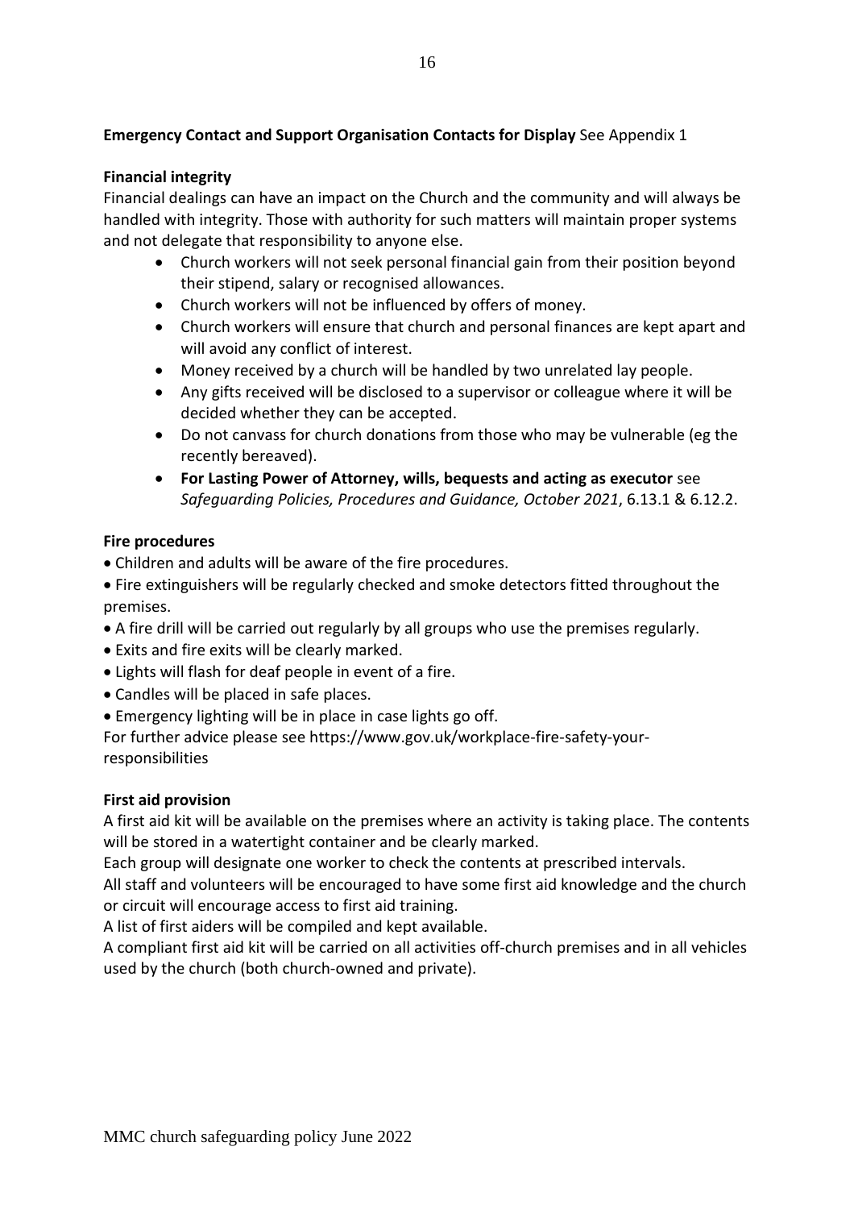**Emergency Contact and Support Organisation Contacts for Display** See Appendix 1

**Financial integrity**

Financial dealings can have an impact on the Church and the community and will always be handled with integrity. Those with authority for such matters will maintain proper systems and not delegate that responsibility to anyone else.

- Church workers will not seek personal financial gain from their position beyond their stipend, salary or recognised allowances.
- Church workers will not be influenced by offers of money.
- Church workers will ensure that church and personal finances are kept apart and will avoid any conflict of interest.
- Money received by a church will be handled by two unrelated lay people.
- Any gifts received will be disclosed to a supervisor or colleague where it will be decided whether they can be accepted.
- Do not canvass for church donations from those who may be vulnerable (eg the recently bereaved).
- **For Lasting Power of Attorney, wills, bequests and acting as executor** see *Safeguarding Policies, Procedures and Guidance, October 2021*, 6.13.1 & 6.12.2.

**Fire procedures**

- Children and adults will be aware of the fire procedures.
- Fire extinguishers will be regularly checked and smoke detectors fitted throughout the premises.
- A fire drill will be carried out regularly by all groups who use the premises regularly.
- Exits and fire exits will be clearly marked.
- Lights will flash for deaf people in event of a fire.
- Candles will be placed in safe places.
- Emergency lighting will be in place in case lights go off.

For further advice please see https://www.gov.uk/workplace-fire-safety-your-responsibilities

**First aid provision**

A first aid kit will be available on the premises where an activity is taking place. The contents will be stored in a watertight container and be clearly marked.

Each group will designate one worker to check the contents at prescribed intervals.

All staff and volunteers will be encouraged to have some first aid knowledge and the church or circuit will encourage access to first aid training.

A list of first aiders will be compiled and kept available.

A compliant first aid kit will be carried on all activities off-church premises and in all vehicles used by the church (both church-owned and private).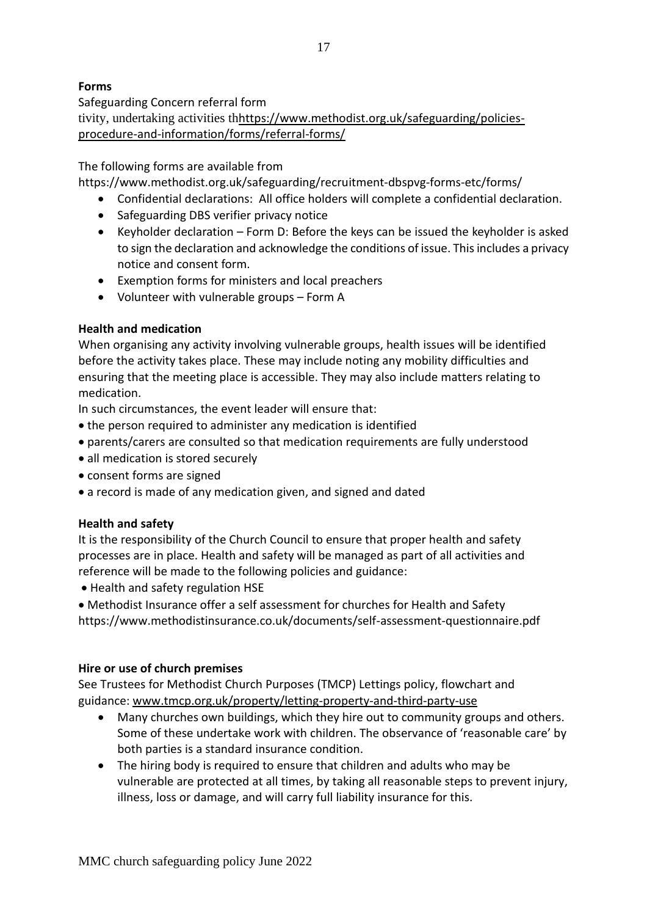**Forms**

Safeguarding Concern referral form

tivity, undertaking activities th[https://www.methodist.org.uk/safeguarding/policies-procedure-and-information/forms/referral-forms/](https://www.methodist.org.uk/safeguarding/policies-procedure-and-information/forms/referral-forms/)

The following forms are available from https://www.methodist.org.uk/safeguarding/recruitment-dbspvg-forms-etc/forms/

- Confidential declarations: All office holders will complete a confidential declaration.
- Safeguarding DBS verifier privacy notice
- Keyholder declaration – Form D: Before the keys can be issued the keyholder is asked to sign the declaration and acknowledge the conditions of issue. This includes a privacy notice and consent form.
- Exemption forms for ministers and local preachers
- Volunteer with vulnerable groups – Form A

**Health and medication**

When organising any activity involving vulnerable groups, health issues will be identified before the activity takes place. These may include noting any mobility difficulties and ensuring that the meeting place is accessible. They may also include matters relating to medication.

In such circumstances, the event leader will ensure that:

- the person required to administer any medication is identified
- parents/carers are consulted so that medication requirements are fully understood
- all medication is stored securely
- consent forms are signed
- a record is made of any medication given, and signed and dated

**Health and safety**

It is the responsibility of the Church Council to ensure that proper health and safety processes are in place. Health and safety will be managed as part of all activities and reference will be made to the following policies and guidance:

- Health and safety regulation HSE
- Methodist Insurance offer a self assessment for churches for Health and Safety https://www.methodistinsurance.co.uk/documents/self-assessment-questionnaire.pdf

**Hire or use of church premises**

See Trustees for Methodist Church Purposes (TMCP) Lettings policy, flowchart and guidance: [www.tmcp.org.uk/property/letting-property-and-third-party-use](www.tmcp.org.uk/property/letting-property-and-third-party-use)

- Many churches own buildings, which they hire out to community groups and others. Some of these undertake work with children. The observance of 'reasonable care' by both parties is a standard insurance condition.
- The hiring body is required to ensure that children and adults who may be vulnerable are protected at all times, by taking all reasonable steps to prevent injury, illness, loss or damage, and will carry full liability insurance for this.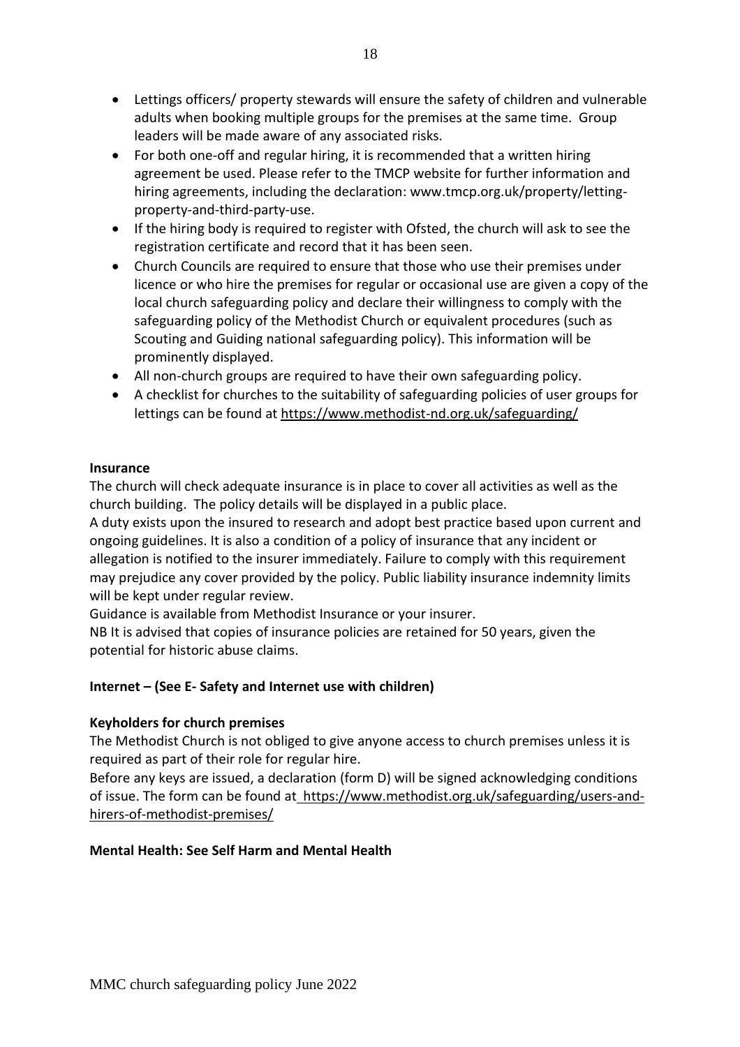- Lettings officers/ property stewards will ensure the safety of children and vulnerable adults when booking multiple groups for the premises at the same time. Group leaders will be made aware of any associated risks.
- For both one-off and regular hiring, it is recommended that a written hiring agreement be used. Please refer to the TMCP website for further information and hiring agreements, including the declaration: www.tmcp.org.uk/property/letting-property-and-third-party-use.
- If the hiring body is required to register with Ofsted, the church will ask to see the registration certificate and record that it has been seen.
- Church Councils are required to ensure that those who use their premises under licence or who hire the premises for regular or occasional use are given a copy of the local church safeguarding policy and declare their willingness to comply with the safeguarding policy of the Methodist Church or equivalent procedures (such as Scouting and Guiding national safeguarding policy). This information will be prominently displayed.
- All non-church groups are required to have their own safeguarding policy.
- A checklist for churches to the suitability of safeguarding policies of user groups for lettings can be found at https://www.methodist-nd.org.uk/safeguarding/

**Insurance**

The church will check adequate insurance is in place to cover all activities as well as the church building. The policy details will be displayed in a public place.

A duty exists upon the insured to research and adopt best practice based upon current and ongoing guidelines. It is also a condition of a policy of insurance that any incident or allegation is notified to the insurer immediately. Failure to comply with this requirement may prejudice any cover provided by the policy. Public liability insurance indemnity limits will be kept under regular review.

Guidance is available from Methodist Insurance or your insurer.

NB It is advised that copies of insurance policies are retained for 50 years, given the potential for historic abuse claims.

**Internet – (See E- Safety and Internet use with children)**

**Keyholders for church premises**

The Methodist Church is not obliged to give anyone access to church premises unless it is required as part of their role for regular hire.

Before any keys are issued, a declaration (form D) will be signed acknowledging conditions of issue. The form can be found at https://www.methodist.org.uk/safeguarding/users-and-hirers-of-methodist-premises/

**Mental Health: See Self Harm and Mental Health**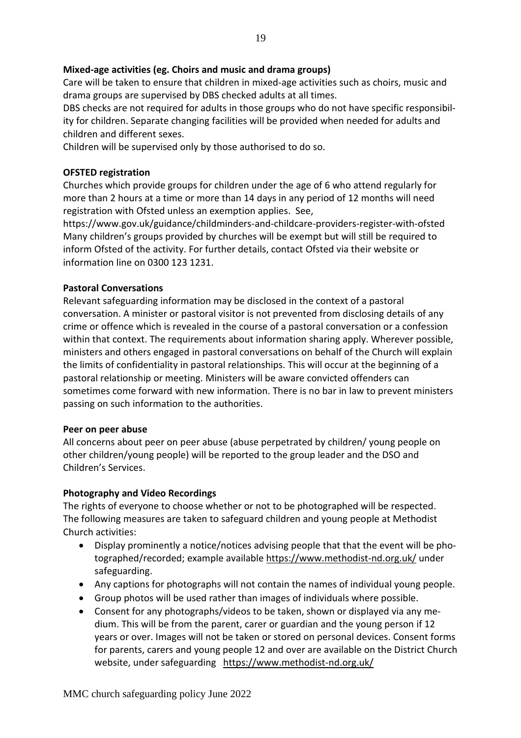**Mixed-age activities (eg. Choirs and music and drama groups)**

Care will be taken to ensure that children in mixed-age activities such as choirs, music and drama groups are supervised by DBS checked adults at all times.

DBS checks are not required for adults in those groups who do not have specific responsibility for children. Separate changing facilities will be provided when needed for adults and children and different sexes.

Children will be supervised only by those authorised to do so.

**OFSTED registration**

Churches which provide groups for children under the age of 6 who attend regularly for more than 2 hours at a time or more than 14 days in any period of 12 months will need registration with Ofsted unless an exemption applies. See, https://www.gov.uk/guidance/childminders-and-childcare-providers-register-with-ofsted

Many children's groups provided by churches will be exempt but will still be required to inform Ofsted of the activity. For further details, contact Ofsted via their website or information line on 0300 123 1231.

**Pastoral Conversations**

Relevant safeguarding information may be disclosed in the context of a pastoral conversation. A minister or pastoral visitor is not prevented from disclosing details of any crime or offence which is revealed in the course of a pastoral conversation or a confession within that context. The requirements about information sharing apply. Wherever possible, ministers and others engaged in pastoral conversations on behalf of the Church will explain the limits of confidentiality in pastoral relationships. This will occur at the beginning of a pastoral relationship or meeting. Ministers will be aware convicted offenders can sometimes come forward with new information. There is no bar in law to prevent ministers passing on such information to the authorities.

**Peer on peer abuse**

All concerns about peer on peer abuse (abuse perpetrated by children/ young people on other children/young people) will be reported to the group leader and the DSO and Children's Services.

**Photography and Video Recordings**

The rights of everyone to choose whether or not to be photographed will be respected. The following measures are taken to safeguard children and young people at Methodist Church activities:

- Display prominently a notice/notices advising people that that the event will be photographed/recorded; example available https://www.methodist-nd.org.uk/ under safeguarding.
- Any captions for photographs will not contain the names of individual young people.
- Group photos will be used rather than images of individuals where possible.
- Consent for any photographs/videos to be taken, shown or displayed via any medium. This will be from the parent, carer or guardian and the young person if 12 years or over. Images will not be taken or stored on personal devices. Consent forms for parents, carers and young people 12 and over are available on the District Church website, under safeguarding https://www.methodist-nd.org.uk/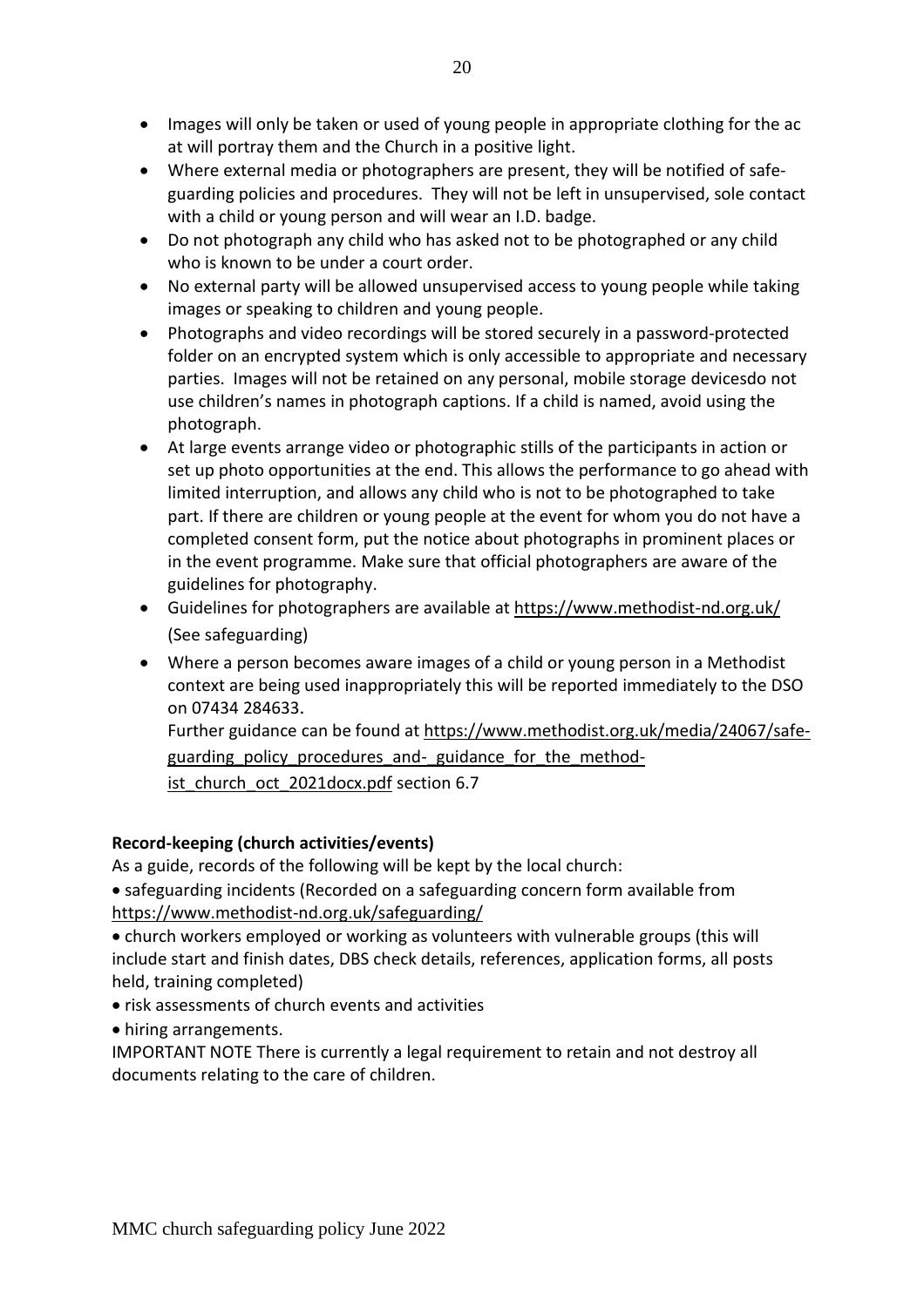- Images will only be taken or used of young people in appropriate clothing for the ac at will portray them and the Church in a positive light.
- Where external media or photographers are present, they will be notified of safe-guarding policies and procedures. They will not be left in unsupervised, sole contact with a child or young person and will wear an I.D. badge.
- Do not photograph any child who has asked not to be photographed or any child who is known to be under a court order.
- No external party will be allowed unsupervised access to young people while taking images or speaking to children and young people.
- Photographs and video recordings will be stored securely in a password-protected folder on an encrypted system which is only accessible to appropriate and necessary parties. Images will not be retained on any personal, mobile storage devicesdo not use children's names in photograph captions. If a child is named, avoid using the photograph.
- At large events arrange video or photographic stills of the participants in action or set up photo opportunities at the end. This allows the performance to go ahead with limited interruption, and allows any child who is not to be photographed to take part. If there are children or young people at the event for whom you do not have a completed consent form, put the notice about photographs in prominent places or in the event programme. Make sure that official photographers are aware of the guidelines for photography.
- Guidelines for photographers are available at https://www.methodist-nd.org.uk/ (See safeguarding)
- Where a person becomes aware images of a child or young person in a Methodist context are being used inappropriately this will be reported immediately to the DSO on 07434 284633.
  Further guidance can be found at https://www.methodist.org.uk/media/24067/safe-guarding_policy_procedures_and-_guidance_for_the_method-ist_church_oct_2021docx.pdf section 6.7

**Record-keeping (church activities/events)**

As a guide, records of the following will be kept by the local church:

- safeguarding incidents (Recorded on a safeguarding concern form available from https://www.methodist-nd.org.uk/safeguarding/
- church workers employed or working as volunteers with vulnerable groups (this will include start and finish dates, DBS check details, references, application forms, all posts held, training completed)
- risk assessments of church events and activities
- hiring arrangements.

IMPORTANT NOTE There is currently a legal requirement to retain and not destroy all documents relating to the care of children.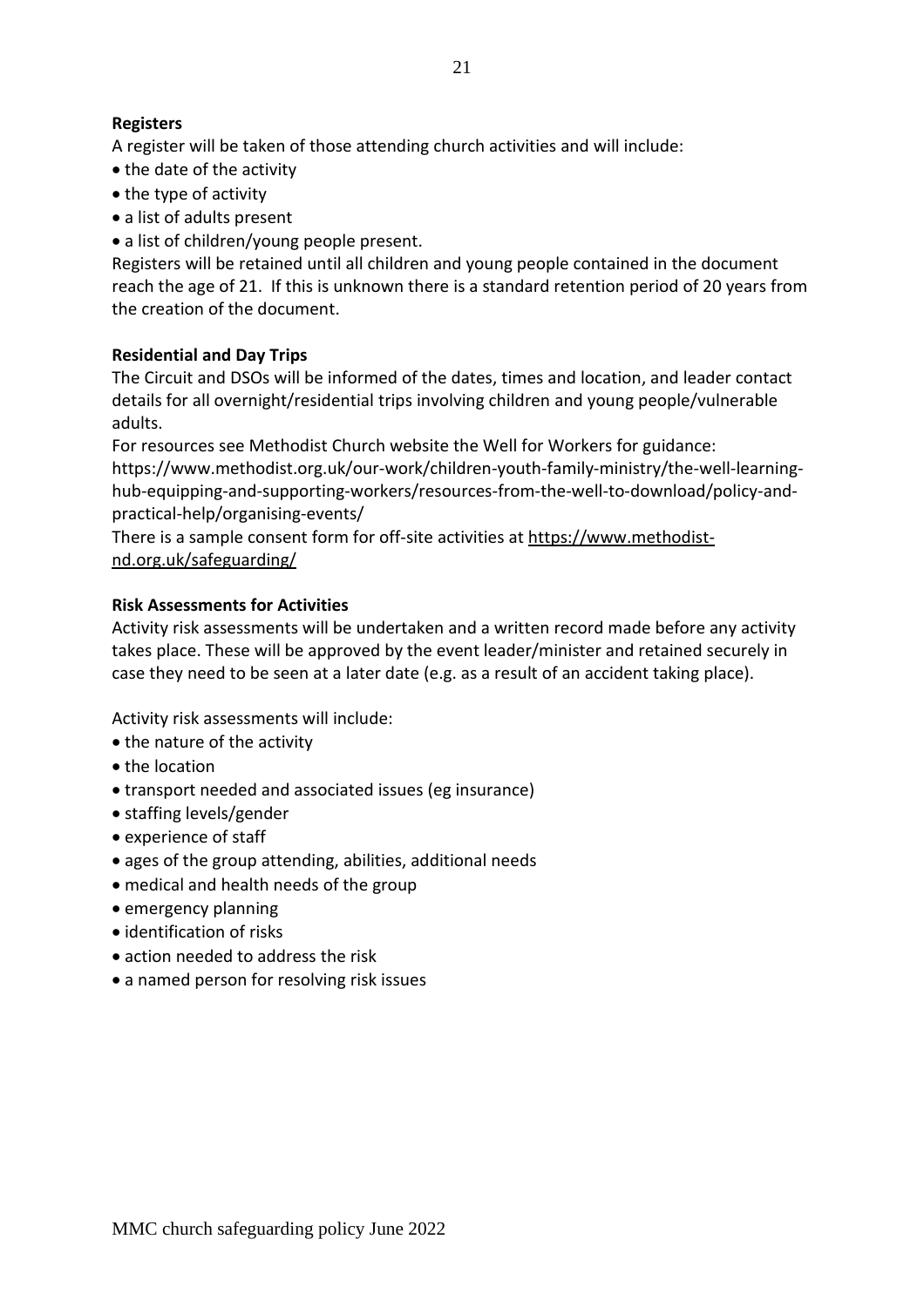**Registers**

A register will be taken of those attending church activities and will include:

- the date of the activity
- the type of activity
- a list of adults present
- a list of children/young people present.

Registers will be retained until all children and young people contained in the document reach the age of 21. If this is unknown there is a standard retention period of 20 years from the creation of the document.

**Residential and Day Trips**

The Circuit and DSOs will be informed of the dates, times and location, and leader contact details for all overnight/residential trips involving children and young people/vulnerable adults.

For resources see Methodist Church website the Well for Workers for guidance: https://www.methodist.org.uk/our-work/children-youth-family-ministry/the-well-learning-hub-equipping-and-supporting-workers/resources-from-the-well-to-download/policy-and-practical-help/organising-events/

There is a sample consent form for off-site activities at https://www.methodist-nd.org.uk/safeguarding/

**Risk Assessments for Activities**

Activity risk assessments will be undertaken and a written record made before any activity takes place. These will be approved by the event leader/minister and retained securely in case they need to be seen at a later date (e.g. as a result of an accident taking place).

Activity risk assessments will include:

- the nature of the activity
- the location
- transport needed and associated issues (eg insurance)
- staffing levels/gender
- experience of staff
- ages of the group attending, abilities, additional needs
- medical and health needs of the group
- emergency planning
- identification of risks
- action needed to address the risk
- a named person for resolving risk issues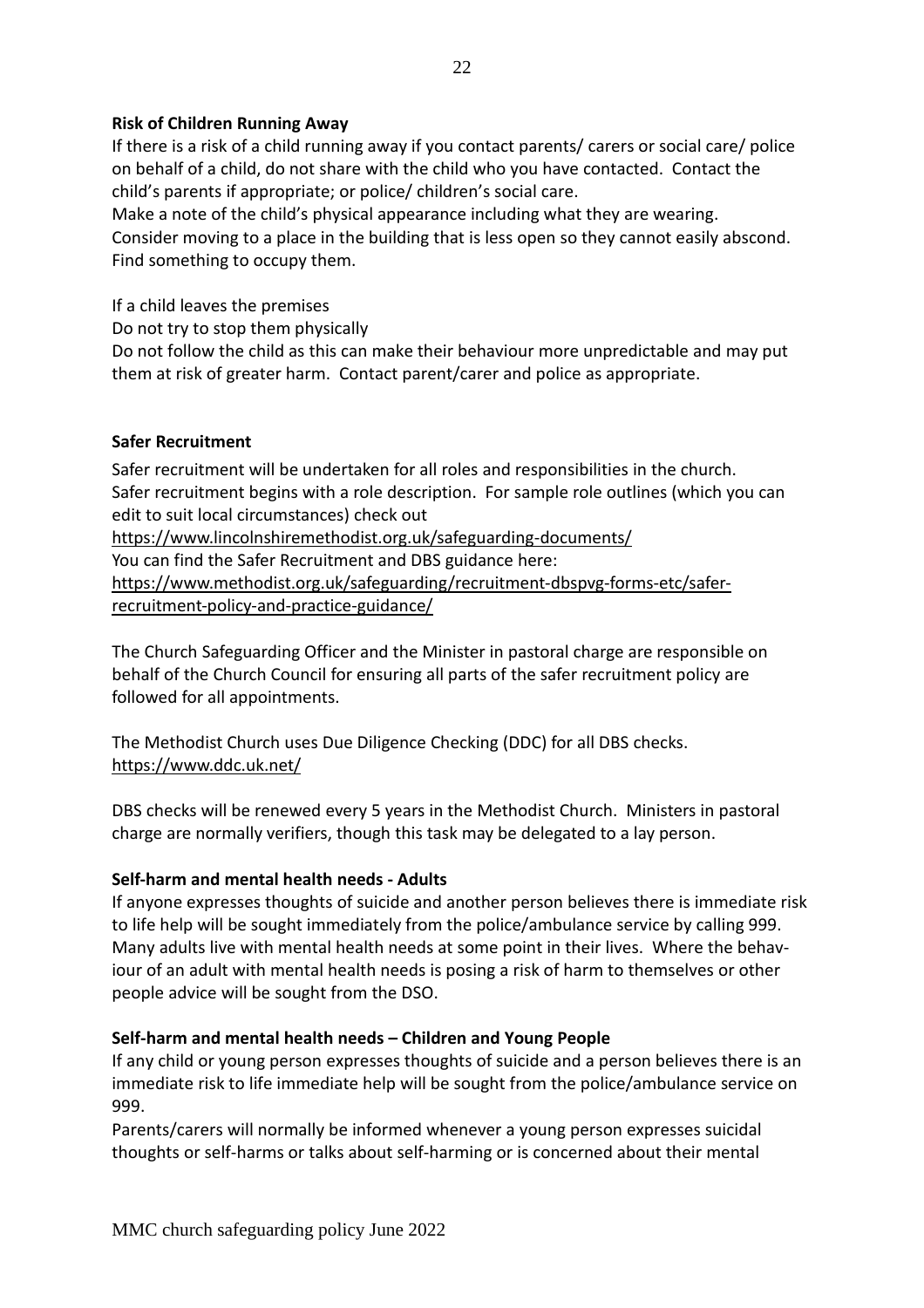**Risk of Children Running Away**

If there is a risk of a child running away if you contact parents/ carers or social care/ police on behalf of a child, do not share with the child who you have contacted. Contact the child's parents if appropriate; or police/ children's social care.
Make a note of the child's physical appearance including what they are wearing.
Consider moving to a place in the building that is less open so they cannot easily abscond.
Find something to occupy them.

If a child leaves the premises
Do not try to stop them physically
Do not follow the child as this can make their behaviour more unpredictable and may put them at risk of greater harm. Contact parent/carer and police as appropriate.

**Safer Recruitment**

Safer recruitment will be undertaken for all roles and responsibilities in the church.
Safer recruitment begins with a role description. For sample role outlines (which you can edit to suit local circumstances) check out
https://www.lincolnshiremethodist.org.uk/safeguarding-documents/
You can find the Safer Recruitment and DBS guidance here:
https://www.methodist.org.uk/safeguarding/recruitment-dbspvg-forms-etc/safer-recruitment-policy-and-practice-guidance/

The Church Safeguarding Officer and the Minister in pastoral charge are responsible on behalf of the Church Council for ensuring all parts of the safer recruitment policy are followed for all appointments.

The Methodist Church uses Due Diligence Checking (DDC) for all DBS checks.
https://www.ddc.uk.net/

DBS checks will be renewed every 5 years in the Methodist Church. Ministers in pastoral charge are normally verifiers, though this task may be delegated to a lay person.

**Self-harm and mental health needs - Adults**

If anyone expresses thoughts of suicide and another person believes there is immediate risk to life help will be sought immediately from the police/ambulance service by calling 999.
Many adults live with mental health needs at some point in their lives. Where the behaviour of an adult with mental health needs is posing a risk of harm to themselves or other people advice will be sought from the DSO.

**Self-harm and mental health needs – Children and Young People**

If any child or young person expresses thoughts of suicide and a person believes there is an immediate risk to life immediate help will be sought from the police/ambulance service on 999.
Parents/carers will normally be informed whenever a young person expresses suicidal thoughts or self-harms or talks about self-harming or is concerned about their mental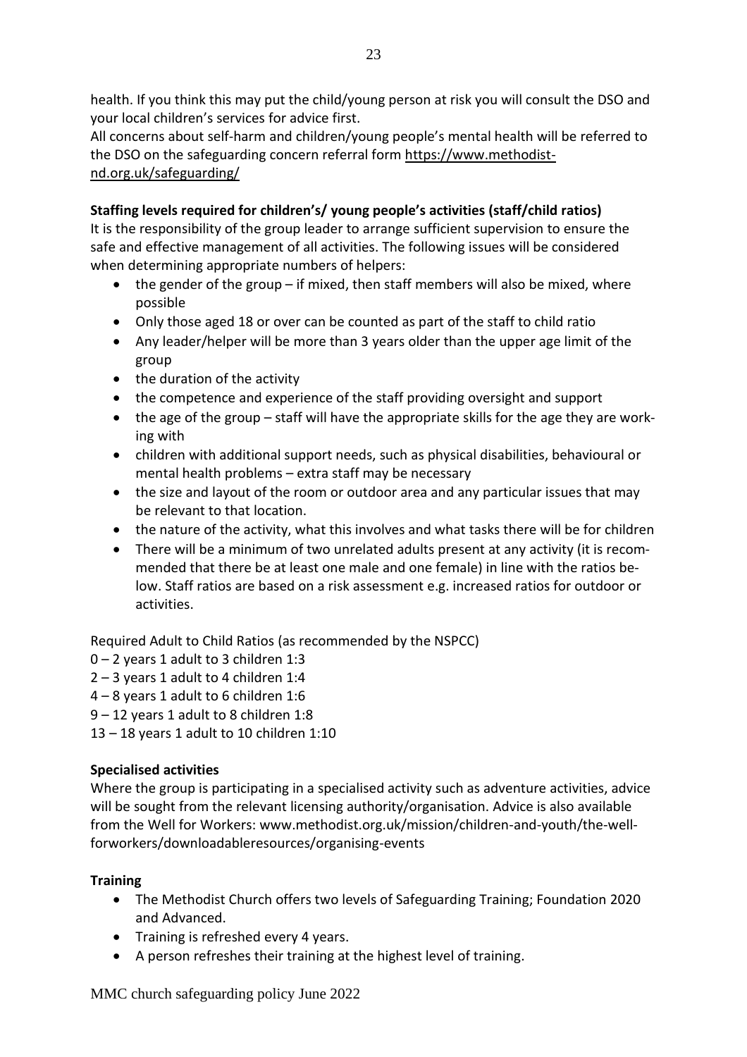health. If you think this may put the child/young person at risk you will consult the DSO and your local children's services for advice first.

All concerns about self-harm and children/young people's mental health will be referred to the DSO on the safeguarding concern referral form https://www.methodist-nd.org.uk/safeguarding/

**Staffing levels required for children's/ young people's activities (staff/child ratios)**

It is the responsibility of the group leader to arrange sufficient supervision to ensure the safe and effective management of all activities. The following issues will be considered when determining appropriate numbers of helpers:

- the gender of the group – if mixed, then staff members will also be mixed, where possible
- Only those aged 18 or over can be counted as part of the staff to child ratio
- Any leader/helper will be more than 3 years older than the upper age limit of the group
- the duration of the activity
- the competence and experience of the staff providing oversight and support
- the age of the group – staff will have the appropriate skills for the age they are working with
- children with additional support needs, such as physical disabilities, behavioural or mental health problems – extra staff may be necessary
- the size and layout of the room or outdoor area and any particular issues that may be relevant to that location.
- the nature of the activity, what this involves and what tasks there will be for children
- There will be a minimum of two unrelated adults present at any activity (it is recommended that there be at least one male and one female) in line with the ratios below. Staff ratios are based on a risk assessment e.g. increased ratios for outdoor or activities.

Required Adult to Child Ratios (as recommended by the NSPCC)

0 – 2 years 1 adult to 3 children 1:3
2 – 3 years 1 adult to 4 children 1:4
4 – 8 years 1 adult to 6 children 1:6
9 – 12 years 1 adult to 8 children 1:8
13 – 18 years 1 adult to 10 children 1:10

**Specialised activities**

Where the group is participating in a specialised activity such as adventure activities, advice will be sought from the relevant licensing authority/organisation. Advice is also available from the Well for Workers: www.methodist.org.uk/mission/children-and-youth/the-wellforworkers/downloadableresources/organising-events

**Training**

- The Methodist Church offers two levels of Safeguarding Training; Foundation 2020 and Advanced.
- Training is refreshed every 4 years.
- A person refreshes their training at the highest level of training.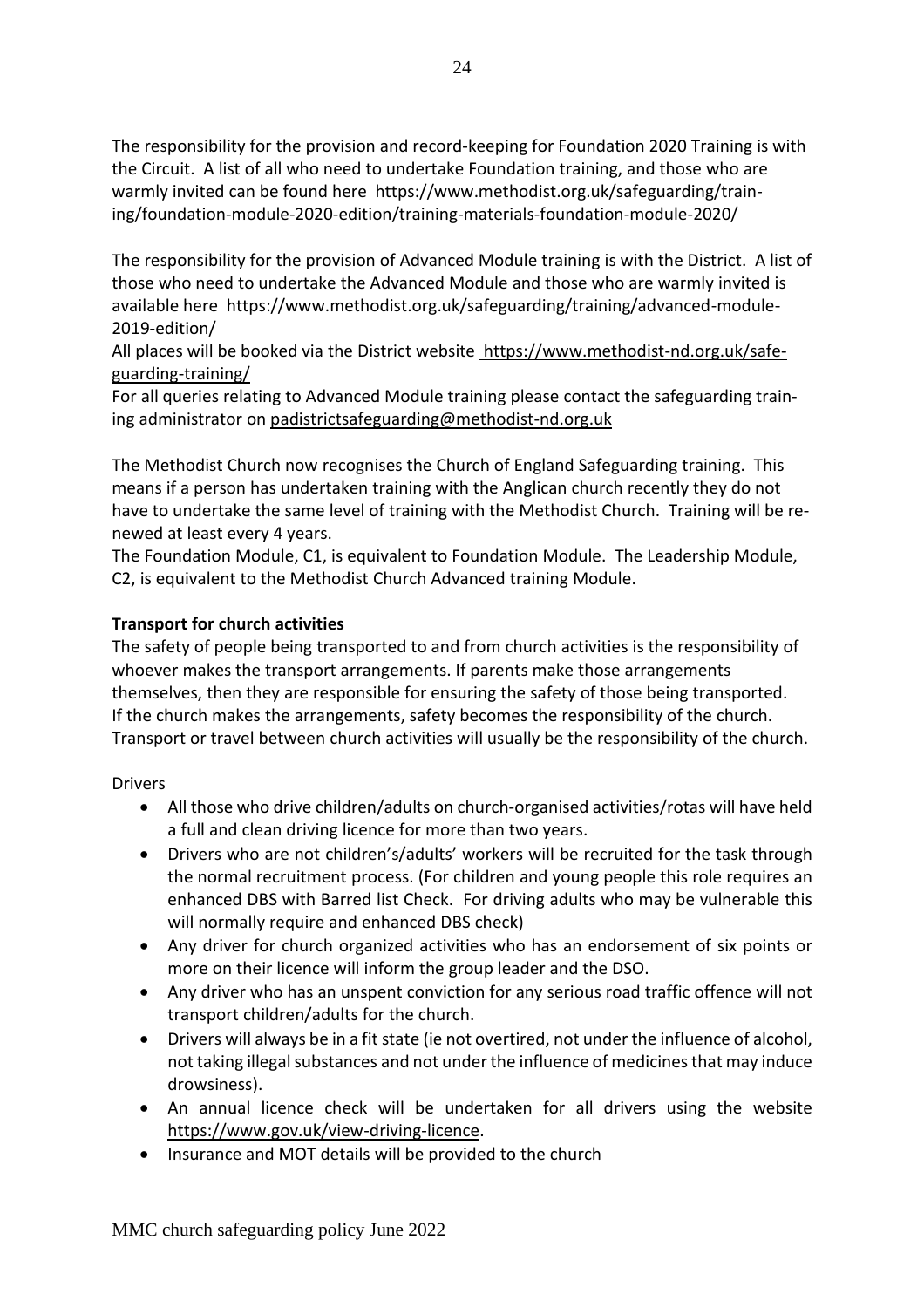The responsibility for the provision and record-keeping for Foundation 2020 Training is with the Circuit. A list of all who need to undertake Foundation training, and those who are warmly invited can be found here https://www.methodist.org.uk/safeguarding/training/foundation-module-2020-edition/training-materials-foundation-module-2020/

The responsibility for the provision of Advanced Module training is with the District. A list of those who need to undertake the Advanced Module and those who are warmly invited is available here https://www.methodist.org.uk/safeguarding/training/advanced-module-2019-edition/

All places will be booked via the District website https://www.methodist-nd.org.uk/safeguarding-training/

For all queries relating to Advanced Module training please contact the safeguarding training administrator on padistrictsafeguarding@methodist-nd.org.uk

The Methodist Church now recognises the Church of England Safeguarding training. This means if a person has undertaken training with the Anglican church recently they do not have to undertake the same level of training with the Methodist Church. Training will be renewed at least every 4 years.

The Foundation Module, C1, is equivalent to Foundation Module. The Leadership Module, C2, is equivalent to the Methodist Church Advanced training Module.

**Transport for church activities**

The safety of people being transported to and from church activities is the responsibility of whoever makes the transport arrangements. If parents make those arrangements themselves, then they are responsible for ensuring the safety of those being transported. If the church makes the arrangements, safety becomes the responsibility of the church. Transport or travel between church activities will usually be the responsibility of the church.

Drivers

- All those who drive children/adults on church-organised activities/rotas will have held a full and clean driving licence for more than two years.
- Drivers who are not children's/adults' workers will be recruited for the task through the normal recruitment process. (For children and young people this role requires an enhanced DBS with Barred list Check. For driving adults who may be vulnerable this will normally require and enhanced DBS check)
- Any driver for church organized activities who has an endorsement of six points or more on their licence will inform the group leader and the DSO.
- Any driver who has an unspent conviction for any serious road traffic offence will not transport children/adults for the church.
- Drivers will always be in a fit state (ie not overtired, not under the influence of alcohol, not taking illegal substances and not under the influence of medicines that may induce drowsiness).
- An annual licence check will be undertaken for all drivers using the website https://www.gov.uk/view-driving-licence.
- Insurance and MOT details will be provided to the church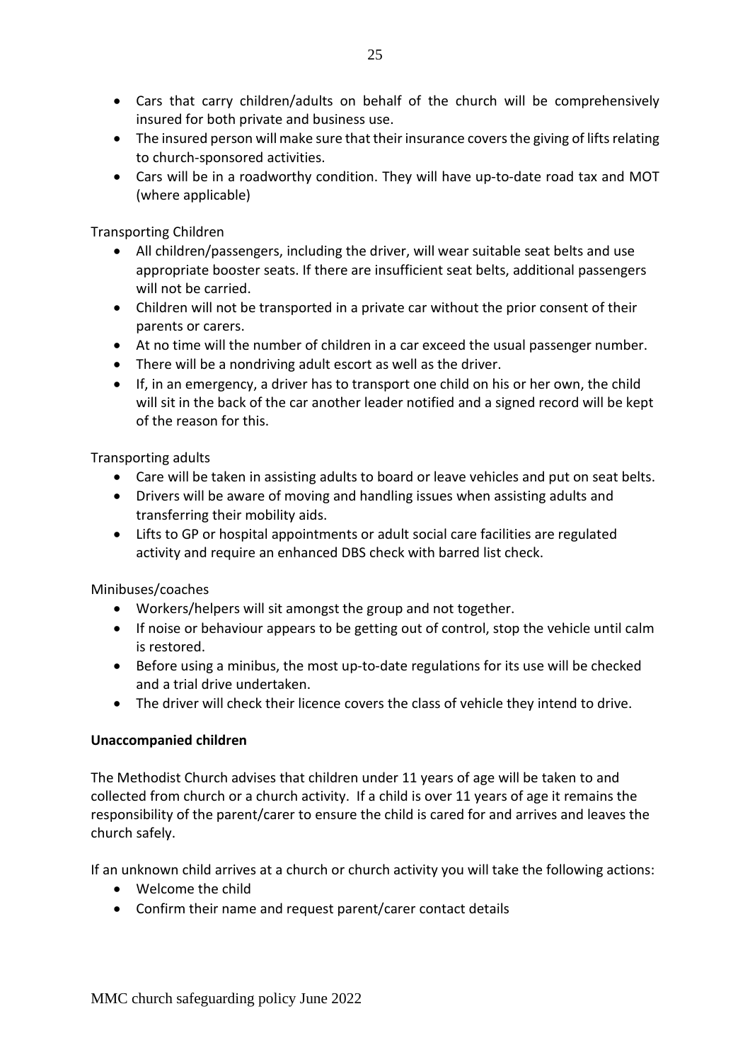- Cars that carry children/adults on behalf of the church will be comprehensively insured for both private and business use.
- The insured person will make sure that their insurance covers the giving of lifts relating to church-sponsored activities.
- Cars will be in a roadworthy condition. They will have up-to-date road tax and MOT (where applicable)

Transporting Children

- All children/passengers, including the driver, will wear suitable seat belts and use appropriate booster seats. If there are insufficient seat belts, additional passengers will not be carried.
- Children will not be transported in a private car without the prior consent of their parents or carers.
- At no time will the number of children in a car exceed the usual passenger number.
- There will be a nondriving adult escort as well as the driver.
- If, in an emergency, a driver has to transport one child on his or her own, the child will sit in the back of the car another leader notified and a signed record will be kept of the reason for this.

Transporting adults

- Care will be taken in assisting adults to board or leave vehicles and put on seat belts.
- Drivers will be aware of moving and handling issues when assisting adults and transferring their mobility aids.
- Lifts to GP or hospital appointments or adult social care facilities are regulated activity and require an enhanced DBS check with barred list check.

Minibuses/coaches

- Workers/helpers will sit amongst the group and not together.
- If noise or behaviour appears to be getting out of control, stop the vehicle until calm is restored.
- Before using a minibus, the most up-to-date regulations for its use will be checked and a trial drive undertaken.
- The driver will check their licence covers the class of vehicle they intend to drive.

**Unaccompanied children**

The Methodist Church advises that children under 11 years of age will be taken to and collected from church or a church activity. If a child is over 11 years of age it remains the responsibility of the parent/carer to ensure the child is cared for and arrives and leaves the church safely.

If an unknown child arrives at a church or church activity you will take the following actions:

- Welcome the child
- Confirm their name and request parent/carer contact details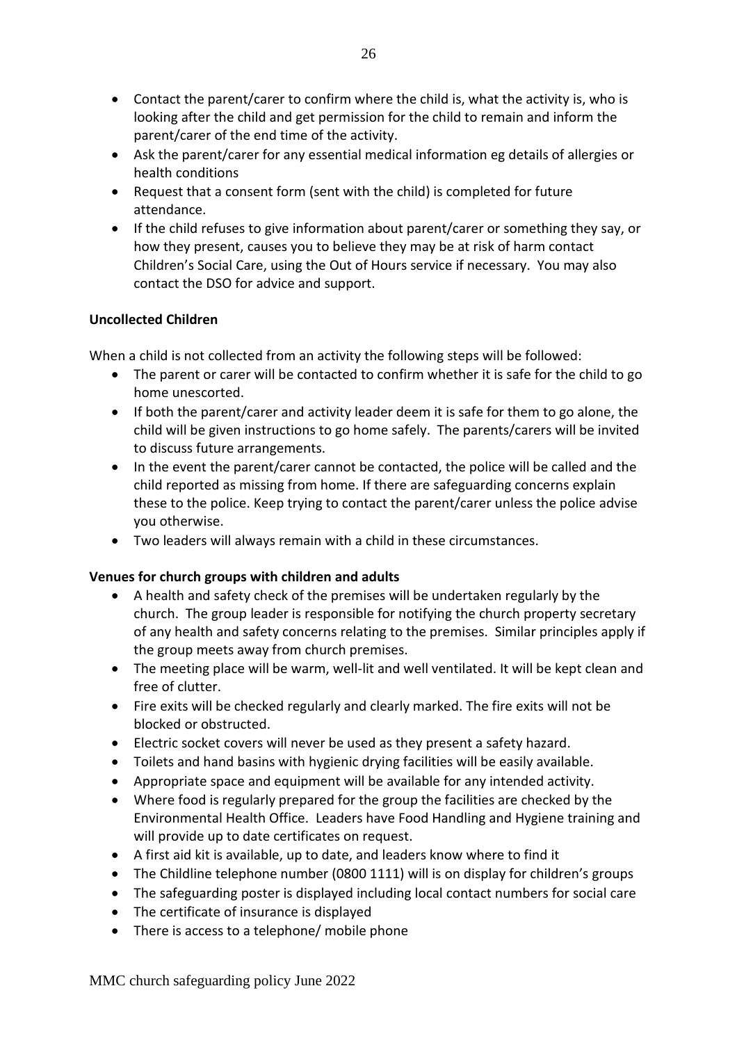- Contact the parent/carer to confirm where the child is, what the activity is, who is looking after the child and get permission for the child to remain and inform the parent/carer of the end time of the activity.
- Ask the parent/carer for any essential medical information eg details of allergies or health conditions
- Request that a consent form (sent with the child) is completed for future attendance.
- If the child refuses to give information about parent/carer or something they say, or how they present, causes you to believe they may be at risk of harm contact Children's Social Care, using the Out of Hours service if necessary. You may also contact the DSO for advice and support.

**Uncollected Children**

When a child is not collected from an activity the following steps will be followed:

- The parent or carer will be contacted to confirm whether it is safe for the child to go home unescorted.
- If both the parent/carer and activity leader deem it is safe for them to go alone, the child will be given instructions to go home safely. The parents/carers will be invited to discuss future arrangements.
- In the event the parent/carer cannot be contacted, the police will be called and the child reported as missing from home. If there are safeguarding concerns explain these to the police. Keep trying to contact the parent/carer unless the police advise you otherwise.
- Two leaders will always remain with a child in these circumstances.

**Venues for church groups with children and adults**

- A health and safety check of the premises will be undertaken regularly by the church. The group leader is responsible for notifying the church property secretary of any health and safety concerns relating to the premises. Similar principles apply if the group meets away from church premises.
- The meeting place will be warm, well-lit and well ventilated. It will be kept clean and free of clutter.
- Fire exits will be checked regularly and clearly marked. The fire exits will not be blocked or obstructed.
- Electric socket covers will never be used as they present a safety hazard.
- Toilets and hand basins with hygienic drying facilities will be easily available.
- Appropriate space and equipment will be available for any intended activity.
- Where food is regularly prepared for the group the facilities are checked by the Environmental Health Office. Leaders have Food Handling and Hygiene training and will provide up to date certificates on request.
- A first aid kit is available, up to date, and leaders know where to find it
- The Childline telephone number (0800 1111) will is on display for children's groups
- The safeguarding poster is displayed including local contact numbers for social care
- The certificate of insurance is displayed
- There is access to a telephone/ mobile phone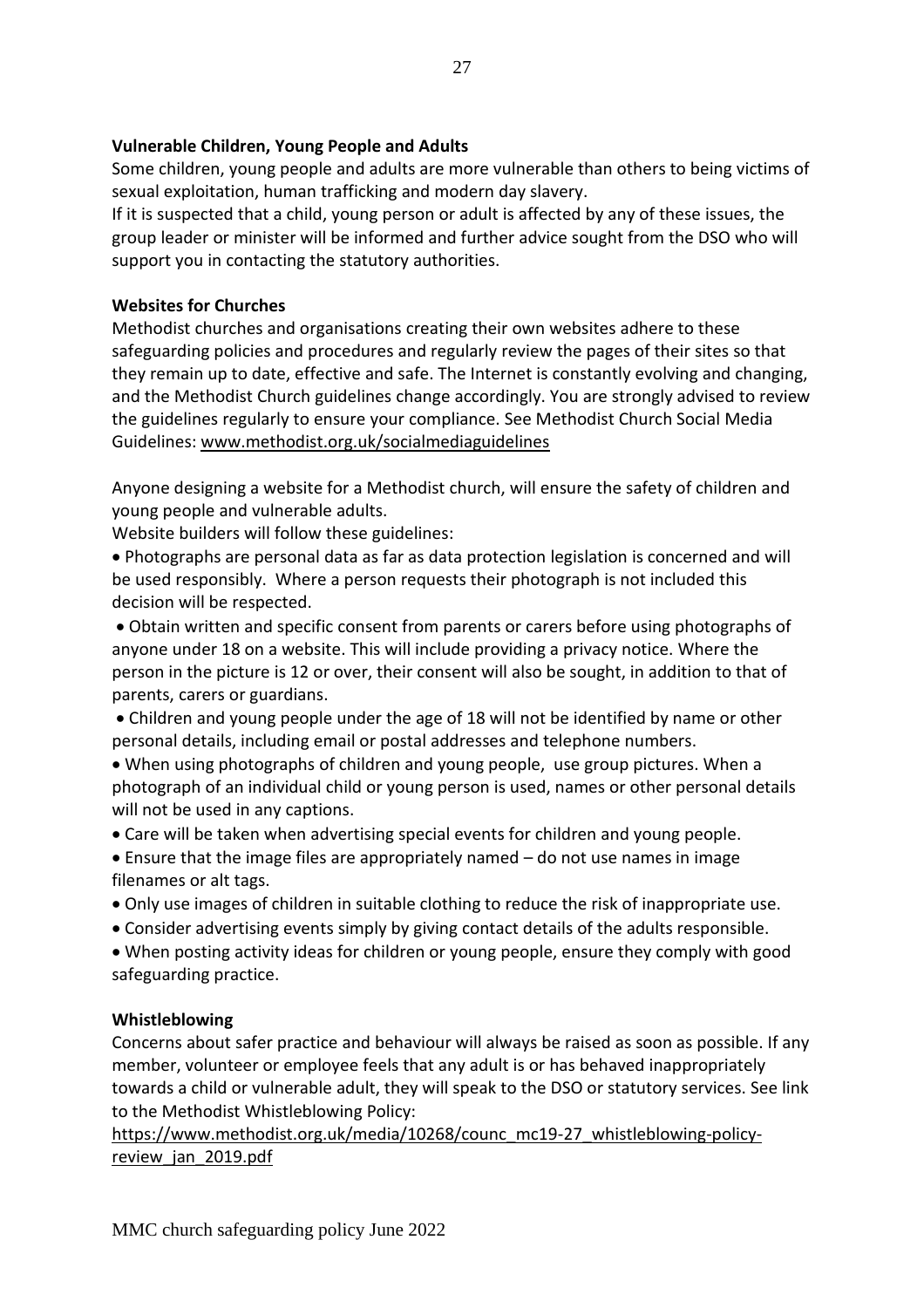**Vulnerable Children, Young People and Adults**

Some children, young people and adults are more vulnerable than others to being victims of sexual exploitation, human trafficking and modern day slavery.

If it is suspected that a child, young person or adult is affected by any of these issues, the group leader or minister will be informed and further advice sought from the DSO who will support you in contacting the statutory authorities.

**Websites for Churches**

Methodist churches and organisations creating their own websites adhere to these safeguarding policies and procedures and regularly review the pages of their sites so that they remain up to date, effective and safe. The Internet is constantly evolving and changing, and the Methodist Church guidelines change accordingly. You are strongly advised to review the guidelines regularly to ensure your compliance. See Methodist Church Social Media Guidelines: www.methodist.org.uk/socialmediaguidelines

Anyone designing a website for a Methodist church, will ensure the safety of children and young people and vulnerable adults.

Website builders will follow these guidelines:

- Photographs are personal data as far as data protection legislation is concerned and will be used responsibly. Where a person requests their photograph is not included this decision will be respected.
- Obtain written and specific consent from parents or carers before using photographs of anyone under 18 on a website. This will include providing a privacy notice. Where the person in the picture is 12 or over, their consent will also be sought, in addition to that of parents, carers or guardians.
- Children and young people under the age of 18 will not be identified by name or other personal details, including email or postal addresses and telephone numbers.
- When using photographs of children and young people, use group pictures. When a photograph of an individual child or young person is used, names or other personal details will not be used in any captions.
- Care will be taken when advertising special events for children and young people.
- Ensure that the image files are appropriately named – do not use names in image filenames or alt tags.
- Only use images of children in suitable clothing to reduce the risk of inappropriate use.
- Consider advertising events simply by giving contact details of the adults responsible.
- When posting activity ideas for children or young people, ensure they comply with good safeguarding practice.

**Whistleblowing**

Concerns about safer practice and behaviour will always be raised as soon as possible. If any member, volunteer or employee feels that any adult is or has behaved inappropriately towards a child or vulnerable adult, they will speak to the DSO or statutory services. See link to the Methodist Whistleblowing Policy:

https://www.methodist.org.uk/media/10268/counc_mc19-27_whistleblowing-policy-review_jan_2019.pdf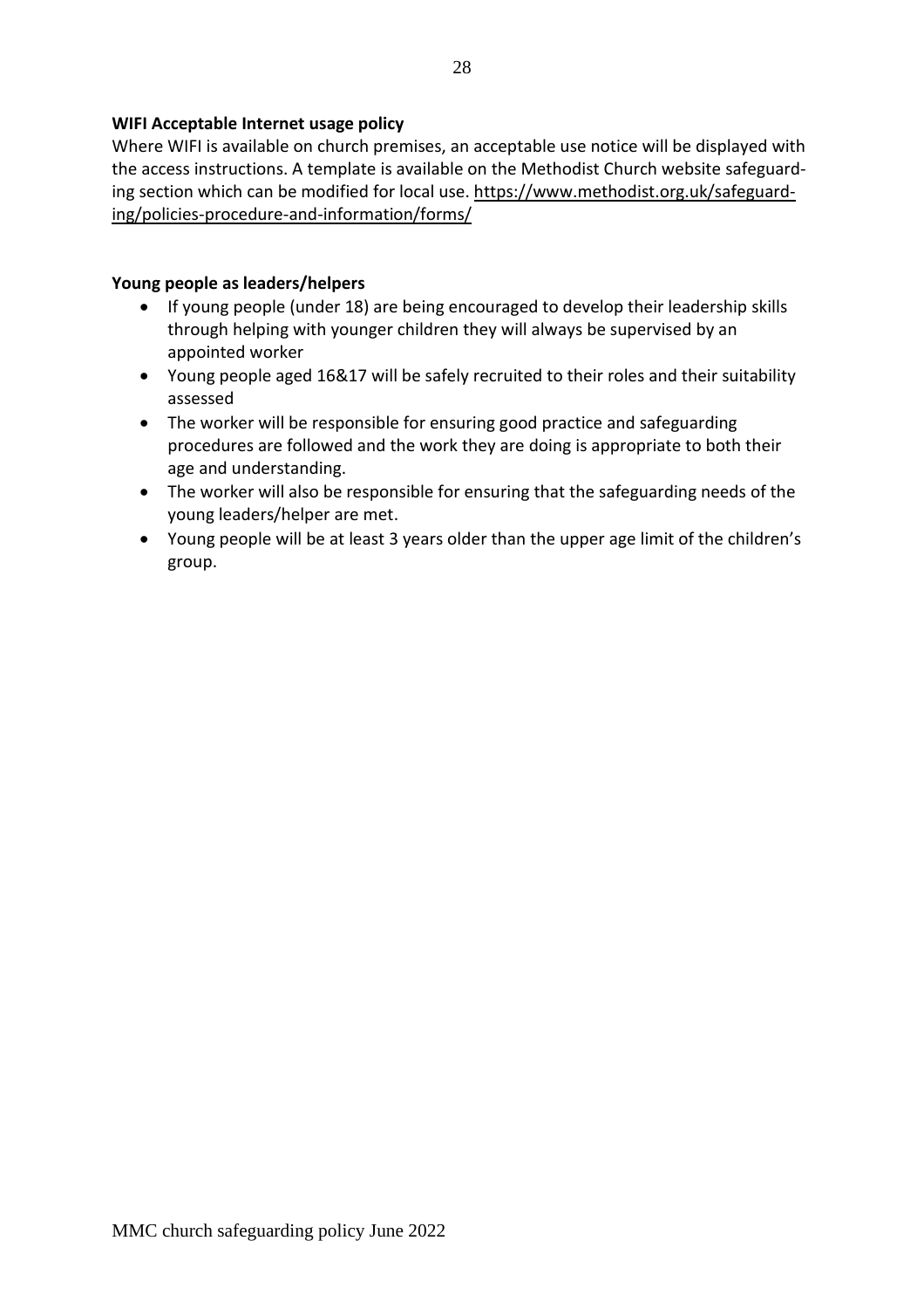**WIFI Acceptable Internet usage policy**

Where WIFI is available on church premises, an acceptable use notice will be displayed with the access instructions. A template is available on the Methodist Church website safeguarding section which can be modified for local use. https://www.methodist.org.uk/safeguarding/policies-procedure-and-information/forms/

**Young people as leaders/helpers**

- If young people (under 18) are being encouraged to develop their leadership skills through helping with younger children they will always be supervised by an appointed worker
- Young people aged 16&17 will be safely recruited to their roles and their suitability assessed
- The worker will be responsible for ensuring good practice and safeguarding procedures are followed and the work they are doing is appropriate to both their age and understanding.
- The worker will also be responsible for ensuring that the safeguarding needs of the young leaders/helper are met.
- Young people will be at least 3 years older than the upper age limit of the children's group.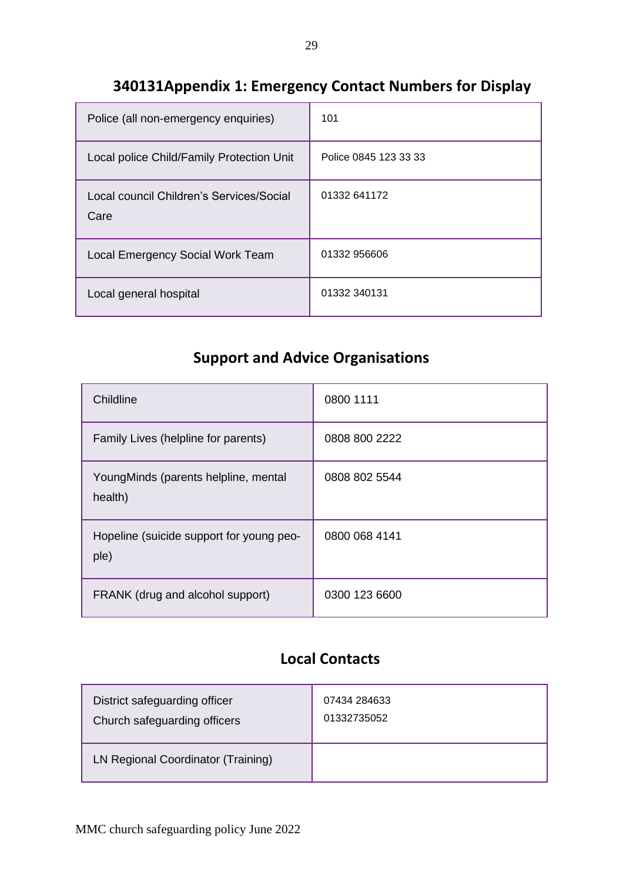## 340131Appendix 1: Emergency Contact Numbers for Display

| | |
|---|---|
| Police (all non-emergency enquiries) | 101 |
| Local police Child/Family Protection Unit | Police 0845 123 33 33 |
| Local council Children's Services/Social Care | 01332 641172 |
| Local Emergency Social Work Team | 01332 956606 |
| Local general hospital | 01332 340131 |

## Support and Advice Organisations

| | |
|---|---|
| Childline | 0800 1111 |
| Family Lives (helpline for parents) | 0808 800 2222 |
| YoungMinds (parents helpline, mental health) | 0808 802 5544 |
| Hopeline (suicide support for young people) | 0800 068 4141 |
| FRANK (drug and alcohol support) | 0300 123 6600 |

## Local Contacts

| | |
|---|---|
| District safeguarding officer<br>Church safeguarding officers | 07434 284633<br>01332735052 |
| LN Regional Coordinator (Training) | |